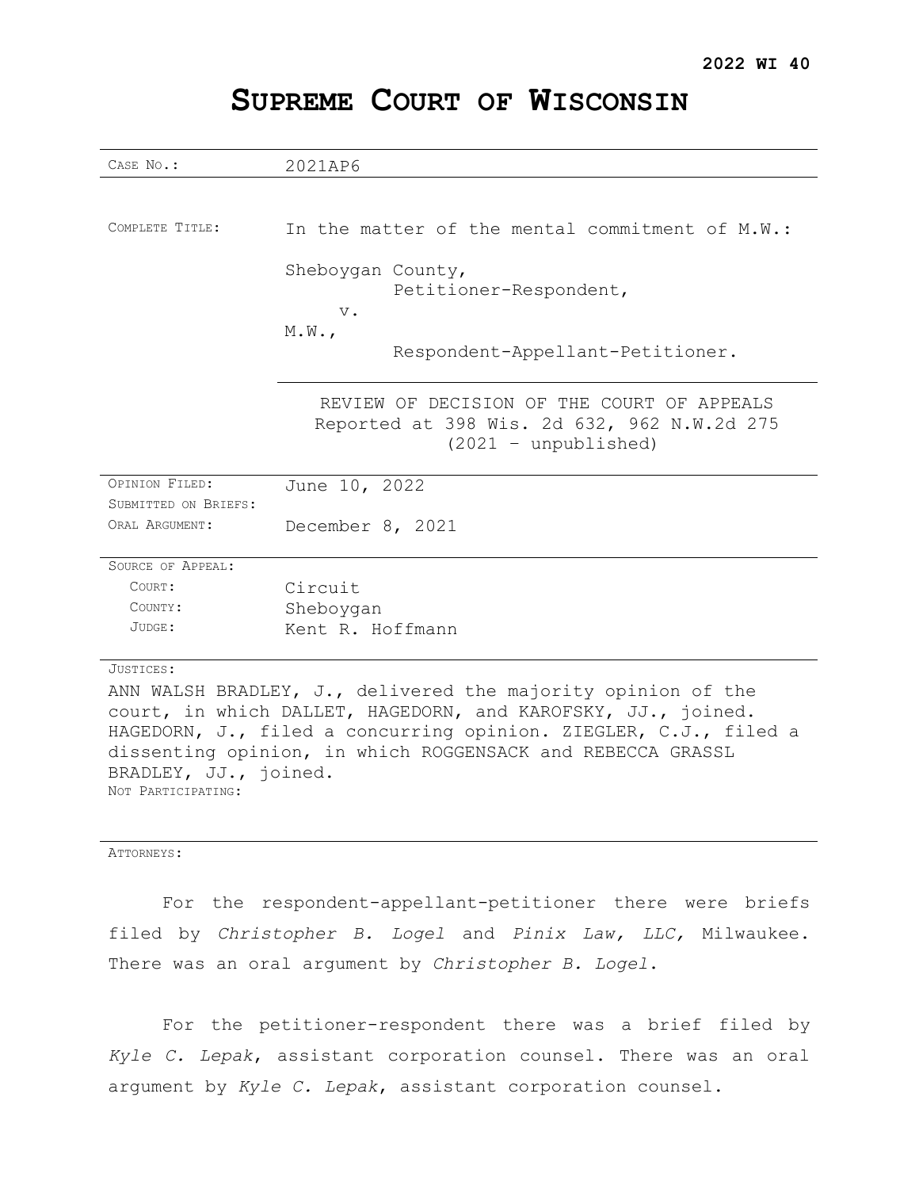**2022 WI 40**

# SUPREME COURT OF WISCONSIN

| | |
|---|---|
| CASE NO.: | 2021AP6 |
| COMPLETE TITLE: | In the matter of the mental commitment of M.W.:<br><br>Sheboygan County,<br>Petitioner-Respondent,<br>v.<br>M.W.,<br>Respondent-Appellant-Petitioner. |
| | REVIEW OF DECISION OF THE COURT OF APPEALS<br>Reported at 398 Wis. 2d 632, 962 N.W.2d 275<br>(2021 – unpublished) |
| OPINION FILED: | June 10, 2022 |
| SUBMITTED ON BRIEFS: | |
| ORAL ARGUMENT: | December 8, 2021 |
| SOURCE OF APPEAL: | |
| COURT: | Circuit |
| COUNTY: | Sheboygan |
| JUDGE: | Kent R. Hoffmann |

JUSTICES:

ANN WALSH BRADLEY, J., delivered the majority opinion of the court, in which DALLET, HAGEDORN, and KAROFSKY, JJ., joined. HAGEDORN, J., filed a concurring opinion. ZIEGLER, C.J., filed a dissenting opinion, in which ROGGENSACK and REBECCA GRASSL BRADLEY, JJ., joined.

NOT PARTICIPATING:

ATTORNEYS:

For the respondent-appellant-petitioner there were briefs filed by *Christopher B. Logel* and *Pinix Law, LLC,* Milwaukee. There was an oral argument by *Christopher B. Logel*.

For the petitioner-respondent there was a brief filed by *Kyle C. Lepak*, assistant corporation counsel. There was an oral argument by *Kyle C. Lepak*, assistant corporation counsel.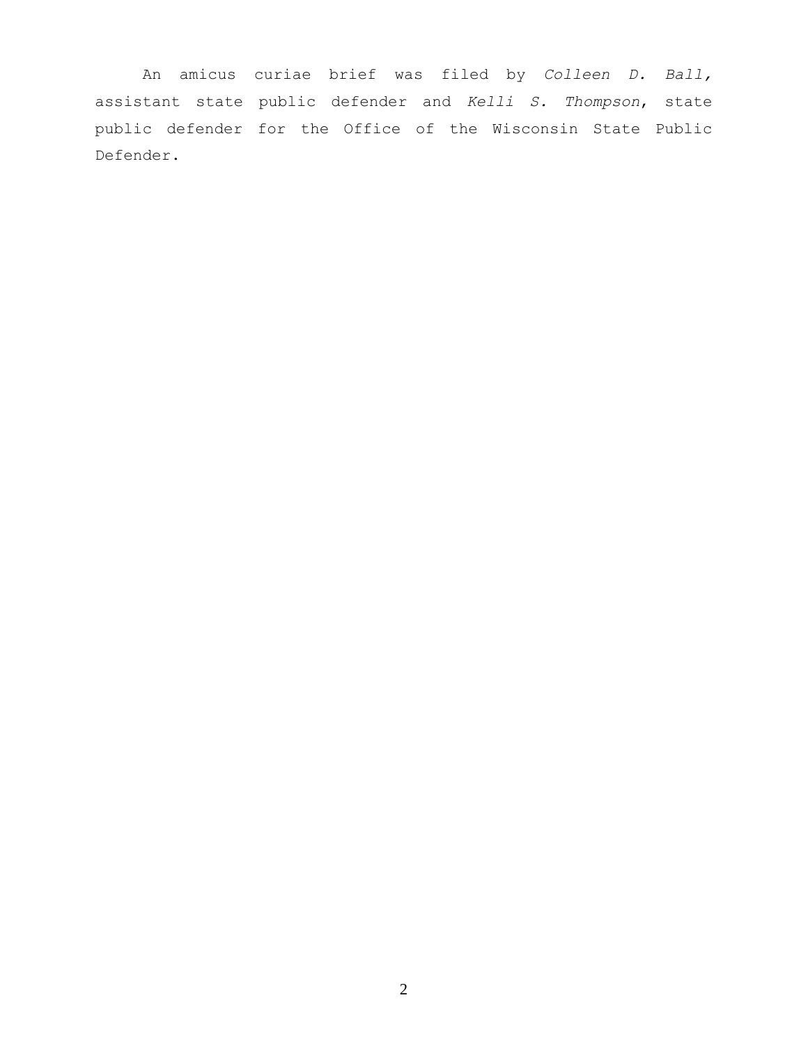An amicus curiae brief was filed by *Colleen D. Ball,* assistant state public defender and *Kelli S. Thompson*, state public defender for the Office of the Wisconsin State Public Defender.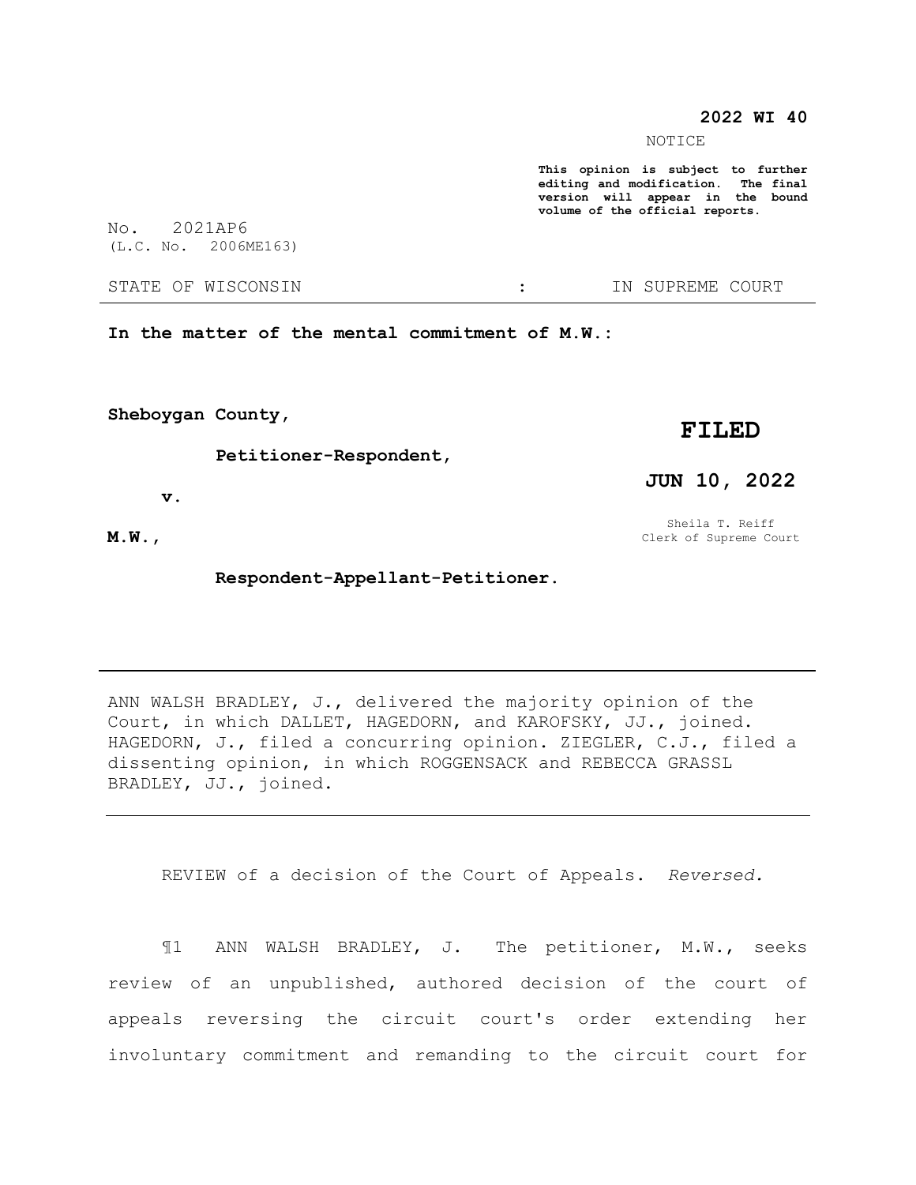**2022 WI 40**

NOTICE

**This opinion is subject to further editing and modification. The final version will appear in the bound volume of the official reports.**

No. 2021AP6
(L.C. No. 2006ME163)

STATE OF WISCONSIN : IN SUPREME COURT

**In the matter of the mental commitment of M.W.:**

**Sheboygan County,**

**Petitioner-Respondent,**

**v.**

**M.W.,**

**Respondent-Appellant-Petitioner.**

**FILED**

**JUN 10, 2022**

Sheila T. Reiff
Clerk of Supreme Court

---

ANN WALSH BRADLEY, J., delivered the majority opinion of the Court, in which DALLET, HAGEDORN, and KAROFSKY, JJ., joined. HAGEDORN, J., filed a concurring opinion. ZIEGLER, C.J., filed a dissenting opinion, in which ROGGENSACK and REBECCA GRASSL BRADLEY, JJ., joined.

---

REVIEW of a decision of the Court of Appeals. *Reversed.*

¶1 ANN WALSH BRADLEY, J. The petitioner, M.W., seeks review of an unpublished, authored decision of the court of appeals reversing the circuit court's order extending her involuntary commitment and remanding to the circuit court for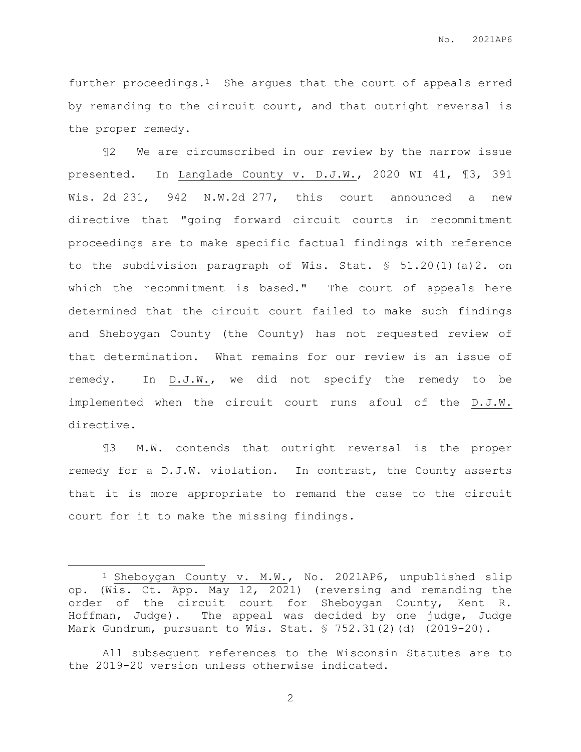further proceedings.[1] She argues that the court of appeals erred by remanding to the circuit court, and that outright reversal is the proper remedy.

¶2 We are circumscribed in our review by the narrow issue presented. In Langlade County v. D.J.W., 2020 WI 41, ¶3, 391 Wis. 2d 231, 942 N.W.2d 277, this court announced a new directive that "going forward circuit courts in recommitment proceedings are to make specific factual findings with reference to the subdivision paragraph of Wis. Stat. § 51.20(1)(a)2. on which the recommitment is based." The court of appeals here determined that the circuit court failed to make such findings and Sheboygan County (the County) has not requested review of that determination. What remains for our review is an issue of remedy. In D.J.W., we did not specify the remedy to be implemented when the circuit court runs afoul of the D.J.W. directive.

¶3 M.W. contends that outright reversal is the proper remedy for a D.J.W. violation. In contrast, the County asserts that it is more appropriate to remand the case to the circuit court for it to make the missing findings.

---

[1] Sheboygan County v. M.W., No. 2021AP6, unpublished slip op. (Wis. Ct. App. May 12, 2021) (reversing and remanding the order of the circuit court for Sheboygan County, Kent R. Hoffman, Judge). The appeal was decided by one judge, Judge Mark Gundrum, pursuant to Wis. Stat. § 752.31(2)(d) (2019-20).

All subsequent references to the Wisconsin Statutes are to the 2019-20 version unless otherwise indicated.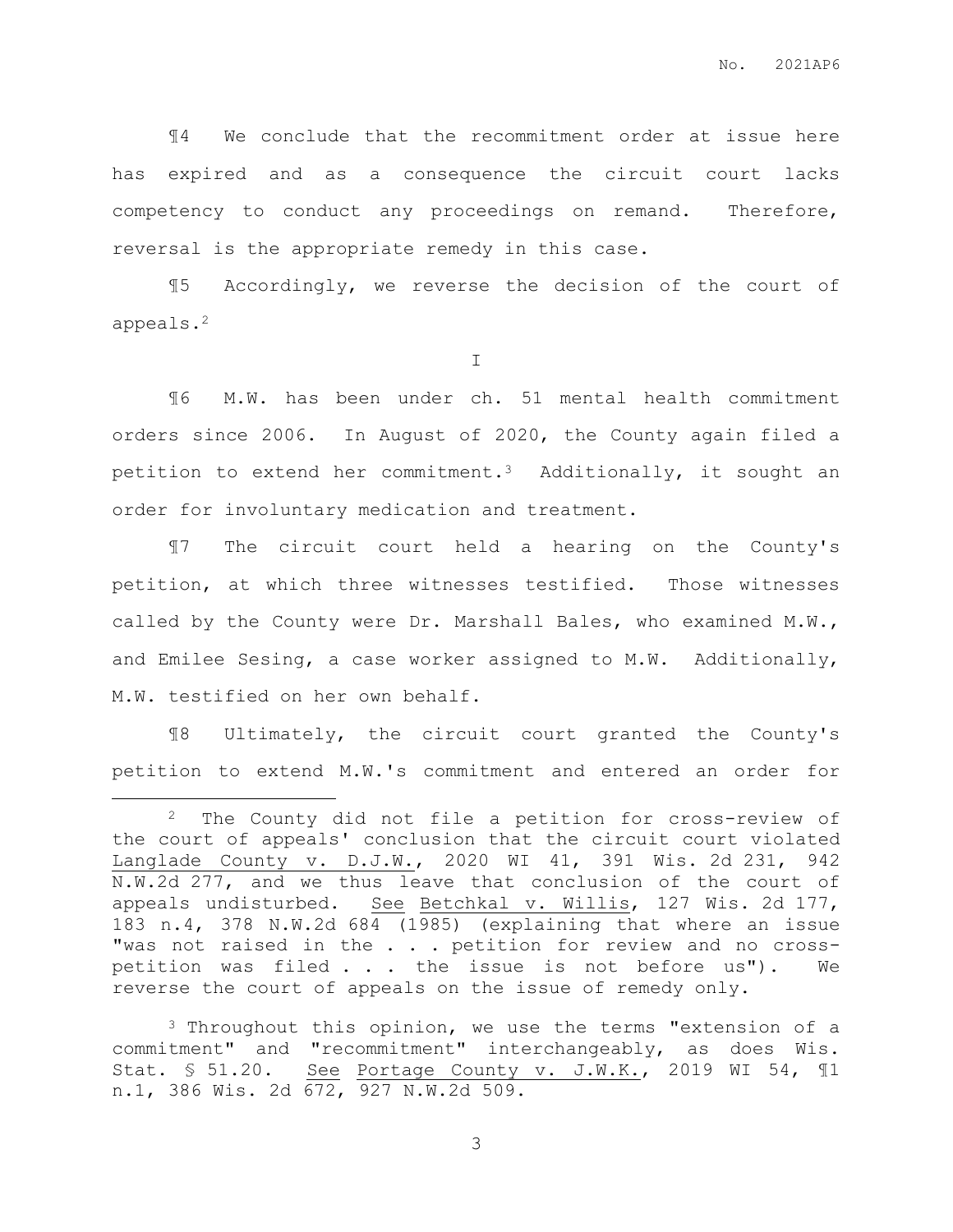¶4 We conclude that the recommitment order at issue here has expired and as a consequence the circuit court lacks competency to conduct any proceedings on remand. Therefore, reversal is the appropriate remedy in this case.

¶5 Accordingly, we reverse the decision of the court of appeals.[2]

I

¶6 M.W. has been under ch. 51 mental health commitment orders since 2006. In August of 2020, the County again filed a petition to extend her commitment.[3] Additionally, it sought an order for involuntary medication and treatment.

¶7 The circuit court held a hearing on the County's petition, at which three witnesses testified. Those witnesses called by the County were Dr. Marshall Bales, who examined M.W., and Emilee Sesing, a case worker assigned to M.W. Additionally, M.W. testified on her own behalf.

¶8 Ultimately, the circuit court granted the County's petition to extend M.W.'s commitment and entered an order for

---

[2] The County did not file a petition for cross-review of the court of appeals' conclusion that the circuit court violated Langlade County v. D.J.W., 2020 WI 41, 391 Wis. 2d 231, 942 N.W.2d 277, and we thus leave that conclusion of the court of appeals undisturbed. See Betchkal v. Willis, 127 Wis. 2d 177, 183 n.4, 378 N.W.2d 684 (1985) (explaining that where an issue "was not raised in the . . . petition for review and no cross-petition was filed . . . the issue is not before us"). We reverse the court of appeals on the issue of remedy only.

[3] Throughout this opinion, we use the terms "extension of a commitment" and "recommitment" interchangeably, as does Wis. Stat. § 51.20. See Portage County v. J.W.K., 2019 WI 54, ¶1 n.1, 386 Wis. 2d 672, 927 N.W.2d 509.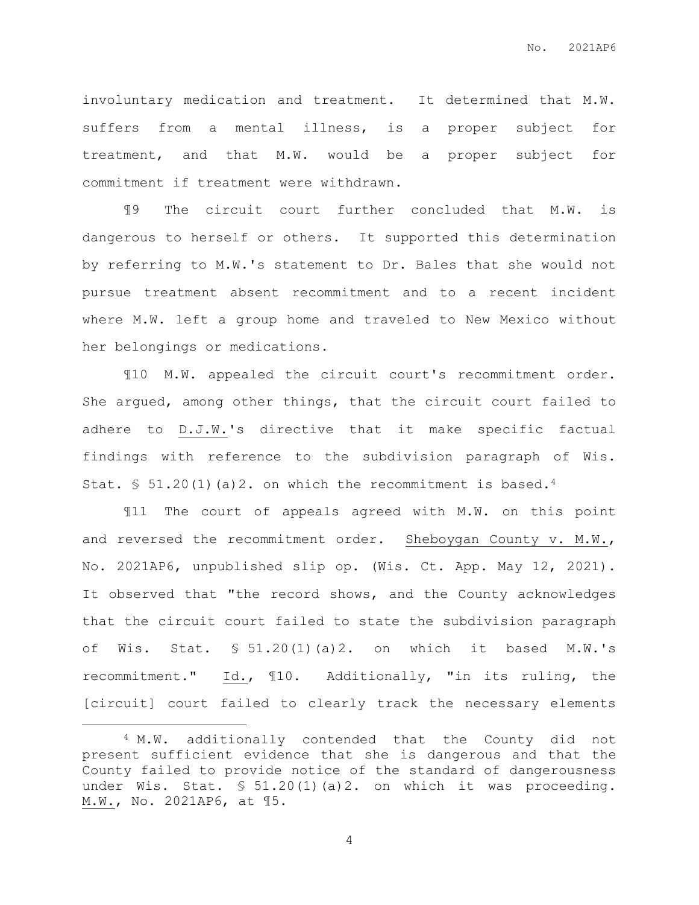involuntary medication and treatment. It determined that M.W. suffers from a mental illness, is a proper subject for treatment, and that M.W. would be a proper subject for commitment if treatment were withdrawn.

¶9 The circuit court further concluded that M.W. is dangerous to herself or others. It supported this determination by referring to M.W.'s statement to Dr. Bales that she would not pursue treatment absent recommitment and to a recent incident where M.W. left a group home and traveled to New Mexico without her belongings or medications.

¶10 M.W. appealed the circuit court's recommitment order. She argued, among other things, that the circuit court failed to adhere to D.J.W.'s directive that it make specific factual findings with reference to the subdivision paragraph of Wis. Stat. § 51.20(1)(a)2. on which the recommitment is based.[4]

¶11 The court of appeals agreed with M.W. on this point and reversed the recommitment order. Sheboygan County v. M.W., No. 2021AP6, unpublished slip op. (Wis. Ct. App. May 12, 2021). It observed that "the record shows, and the County acknowledges that the circuit court failed to state the subdivision paragraph of Wis. Stat. § 51.20(1)(a)2. on which it based M.W.'s recommitment." Id., ¶10. Additionally, "in its ruling, the [circuit] court failed to clearly track the necessary elements

---

[4] M.W. additionally contended that the County did not present sufficient evidence that she is dangerous and that the County failed to provide notice of the standard of dangerousness under Wis. Stat. § 51.20(1)(a)2. on which it was proceeding. M.W., No. 2021AP6, at ¶5.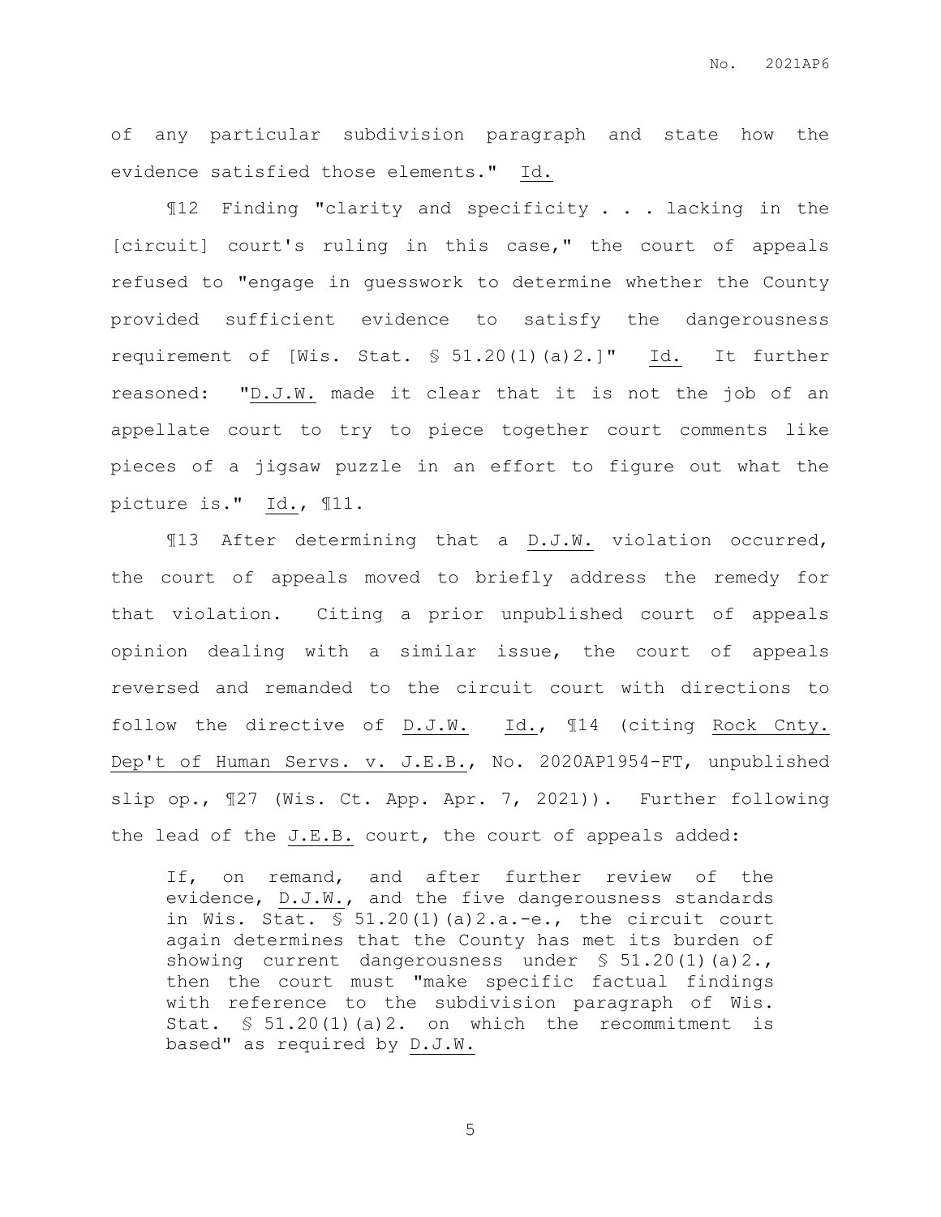of any particular subdivision paragraph and state how the evidence satisfied those elements." Id.

¶12 Finding "clarity and specificity . . . lacking in the [circuit] court's ruling in this case," the court of appeals refused to "engage in guesswork to determine whether the County provided sufficient evidence to satisfy the dangerousness requirement of [Wis. Stat. § 51.20(1)(a)2.]" Id. It further reasoned: "D.J.W. made it clear that it is not the job of an appellate court to try to piece together court comments like pieces of a jigsaw puzzle in an effort to figure out what the picture is." Id., ¶11.

¶13 After determining that a D.J.W. violation occurred, the court of appeals moved to briefly address the remedy for that violation. Citing a prior unpublished court of appeals opinion dealing with a similar issue, the court of appeals reversed and remanded to the circuit court with directions to follow the directive of D.J.W. Id., ¶14 (citing Rock Cnty. Dep't of Human Servs. v. J.E.B., No. 2020AP1954-FT, unpublished slip op., ¶27 (Wis. Ct. App. Apr. 7, 2021)). Further following the lead of the J.E.B. court, the court of appeals added:

> If, on remand, and after further review of the evidence, D.J.W., and the five dangerousness standards in Wis. Stat. § 51.20(1)(a)2.a.-e., the circuit court again determines that the County has met its burden of showing current dangerousness under § 51.20(1)(a)2., then the court must "make specific factual findings with reference to the subdivision paragraph of Wis. Stat. § 51.20(1)(a)2. on which the recommitment is based" as required by D.J.W.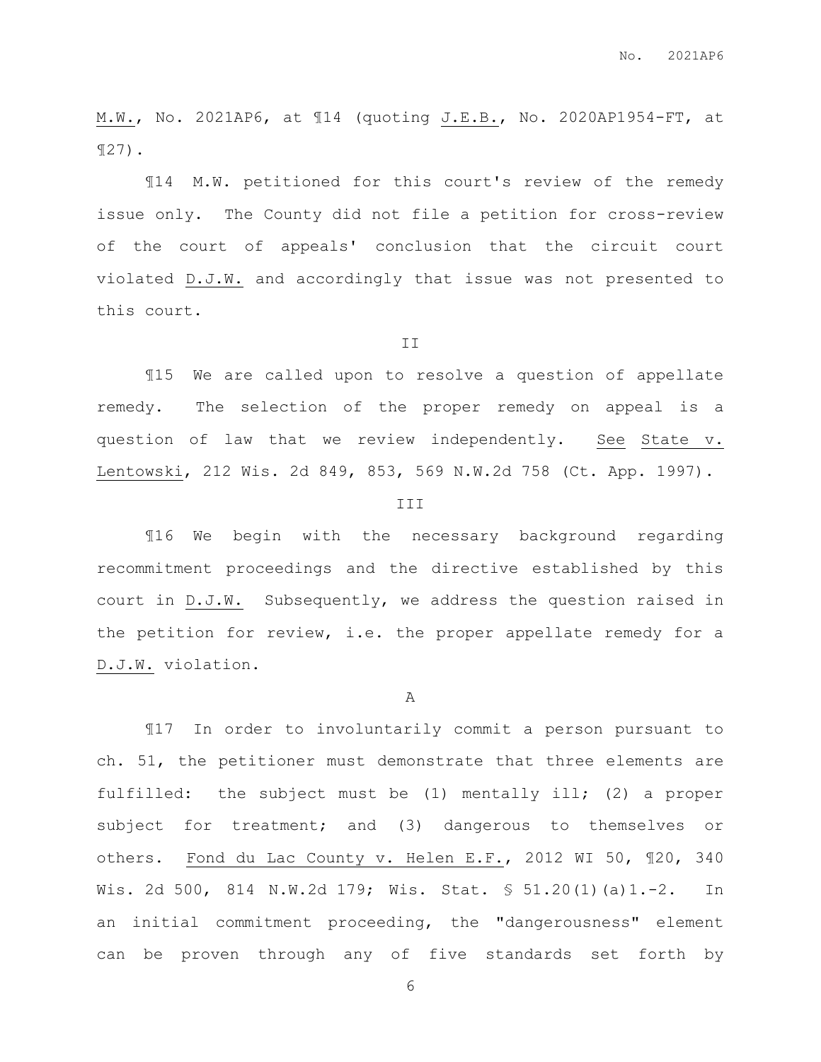M.W., No. 2021AP6, at ¶14 (quoting J.E.B., No. 2020AP1954-FT, at ¶27).

¶14 M.W. petitioned for this court's review of the remedy issue only. The County did not file a petition for cross-review of the court of appeals' conclusion that the circuit court violated D.J.W. and accordingly that issue was not presented to this court.

## II

¶15 We are called upon to resolve a question of appellate remedy. The selection of the proper remedy on appeal is a question of law that we review independently. See State v. Lentowski, 212 Wis. 2d 849, 853, 569 N.W.2d 758 (Ct. App. 1997).

## III

¶16 We begin with the necessary background regarding recommitment proceedings and the directive established by this court in D.J.W. Subsequently, we address the question raised in the petition for review, i.e. the proper appellate remedy for a D.J.W. violation.

### A

¶17 In order to involuntarily commit a person pursuant to ch. 51, the petitioner must demonstrate that three elements are fulfilled: the subject must be (1) mentally ill; (2) a proper subject for treatment; and (3) dangerous to themselves or others. Fond du Lac County v. Helen E.F., 2012 WI 50, ¶20, 340 Wis. 2d 500, 814 N.W.2d 179; Wis. Stat. § 51.20(1)(a)1.-2. In an initial commitment proceeding, the "dangerousness" element can be proven through any of five standards set forth by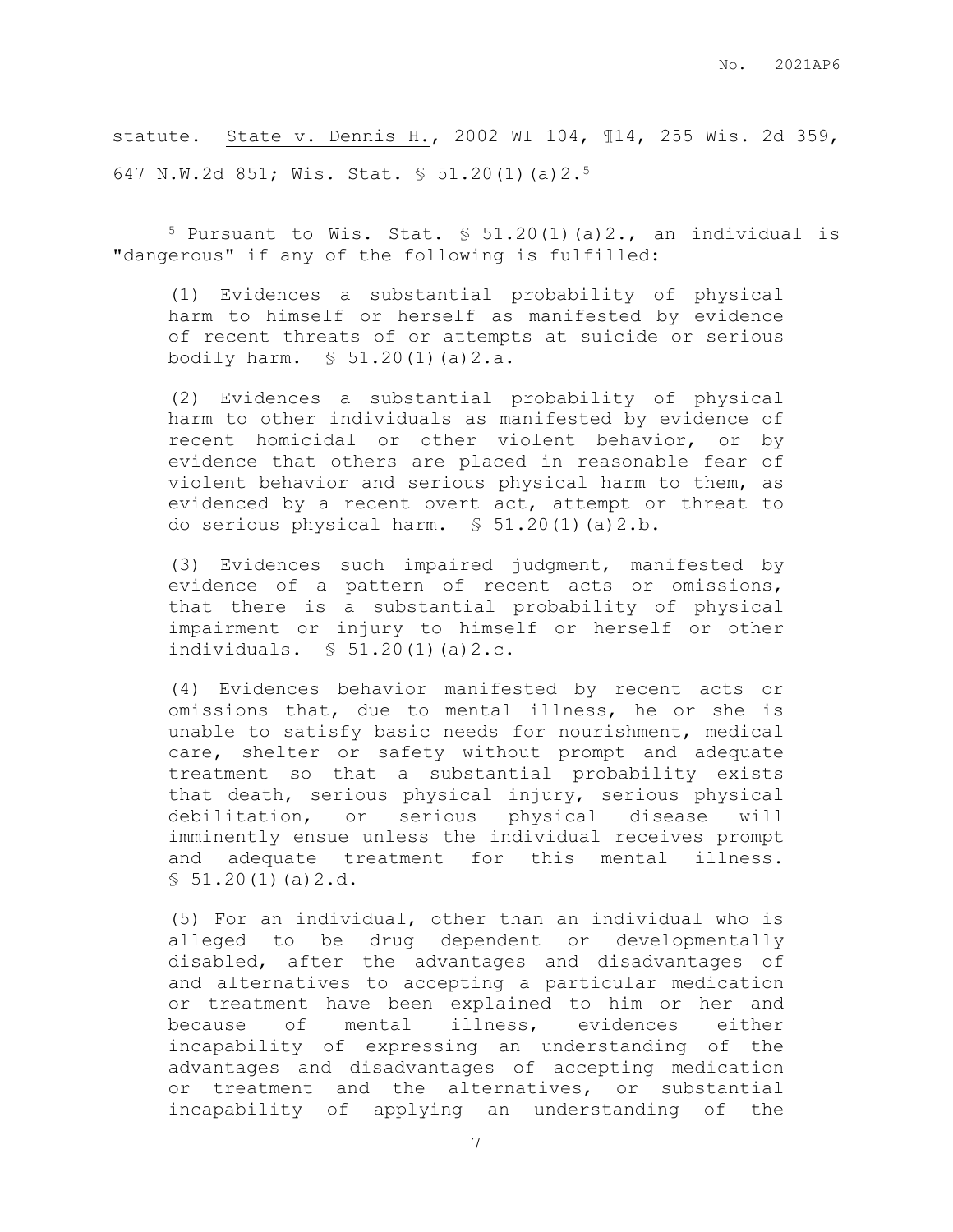statute. State v. Dennis H., 2002 WI 104, ¶14, 255 Wis. 2d 359, 647 N.W.2d 851; Wis. Stat. § 51.20(1)(a)2.[5]

---

[5] Pursuant to Wis. Stat. § 51.20(1)(a)2., an individual is "dangerous" if any of the following is fulfilled:

> (1) Evidences a substantial probability of physical harm to himself or herself as manifested by evidence of recent threats of or attempts at suicide or serious bodily harm. § 51.20(1)(a)2.a.
>
> (2) Evidences a substantial probability of physical harm to other individuals as manifested by evidence of recent homicidal or other violent behavior, or by evidence that others are placed in reasonable fear of violent behavior and serious physical harm to them, as evidenced by a recent overt act, attempt or threat to do serious physical harm. § 51.20(1)(a)2.b.
>
> (3) Evidences such impaired judgment, manifested by evidence of a pattern of recent acts or omissions, that there is a substantial probability of physical impairment or injury to himself or herself or other individuals. § 51.20(1)(a)2.c.
>
> (4) Evidences behavior manifested by recent acts or omissions that, due to mental illness, he or she is unable to satisfy basic needs for nourishment, medical care, shelter or safety without prompt and adequate treatment so that a substantial probability exists that death, serious physical injury, serious physical debilitation, or serious physical disease will imminently ensue unless the individual receives prompt and adequate treatment for this mental illness. § 51.20(1)(a)2.d.
>
> (5) For an individual, other than an individual who is alleged to be drug dependent or developmentally disabled, after the advantages and disadvantages of and alternatives to accepting a particular medication or treatment have been explained to him or her and because of mental illness, evidences either incapability of expressing an understanding of the advantages and disadvantages of accepting medication or treatment and the alternatives, or substantial incapability of applying an understanding of the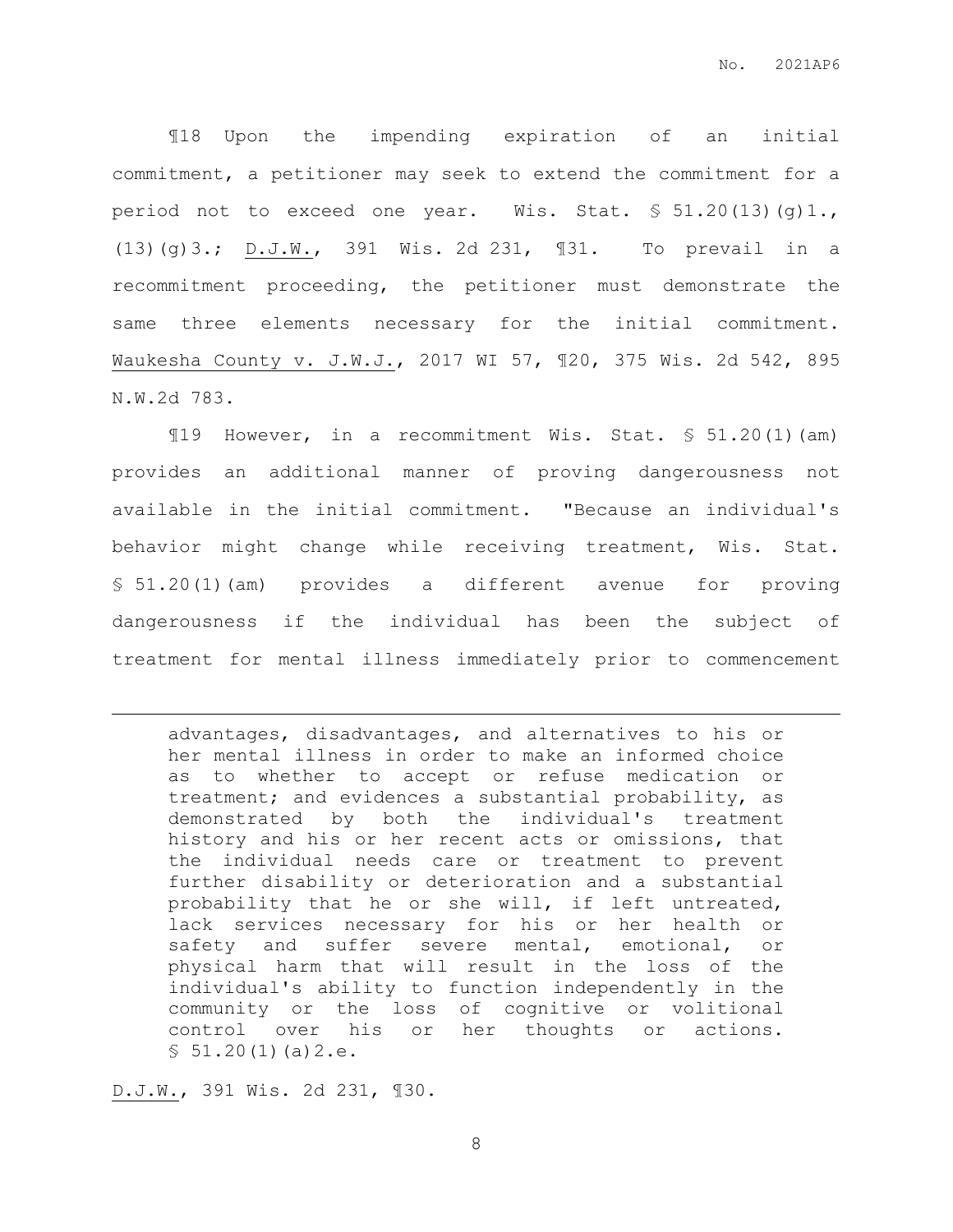¶18 Upon the impending expiration of an initial commitment, a petitioner may seek to extend the commitment for a period not to exceed one year. Wis. Stat. § 51.20(13)(g)1., (13)(g)3.; D.J.W., 391 Wis. 2d 231, ¶31. To prevail in a recommitment proceeding, the petitioner must demonstrate the same three elements necessary for the initial commitment. Waukesha County v. J.W.J., 2017 WI 57, ¶20, 375 Wis. 2d 542, 895 N.W.2d 783.

¶19 However, in a recommitment Wis. Stat. § 51.20(1)(am) provides an additional manner of proving dangerousness not available in the initial commitment. "Because an individual's behavior might change while receiving treatment, Wis. Stat. § 51.20(1)(am) provides a different avenue for proving dangerousness if the individual has been the subject of treatment for mental illness immediately prior to commencement

---

> advantages, disadvantages, and alternatives to his or her mental illness in order to make an informed choice as to whether to accept or refuse medication or treatment; and evidences a substantial probability, as demonstrated by both the individual's treatment history and his or her recent acts or omissions, that the individual needs care or treatment to prevent further disability or deterioration and a substantial probability that he or she will, if left untreated, lack services necessary for his or her health or safety and suffer severe mental, emotional, or physical harm that will result in the loss of the individual's ability to function independently in the community or the loss of cognitive or volitional control over his or her thoughts or actions. § 51.20(1)(a)2.e.

D.J.W., 391 Wis. 2d 231, ¶30.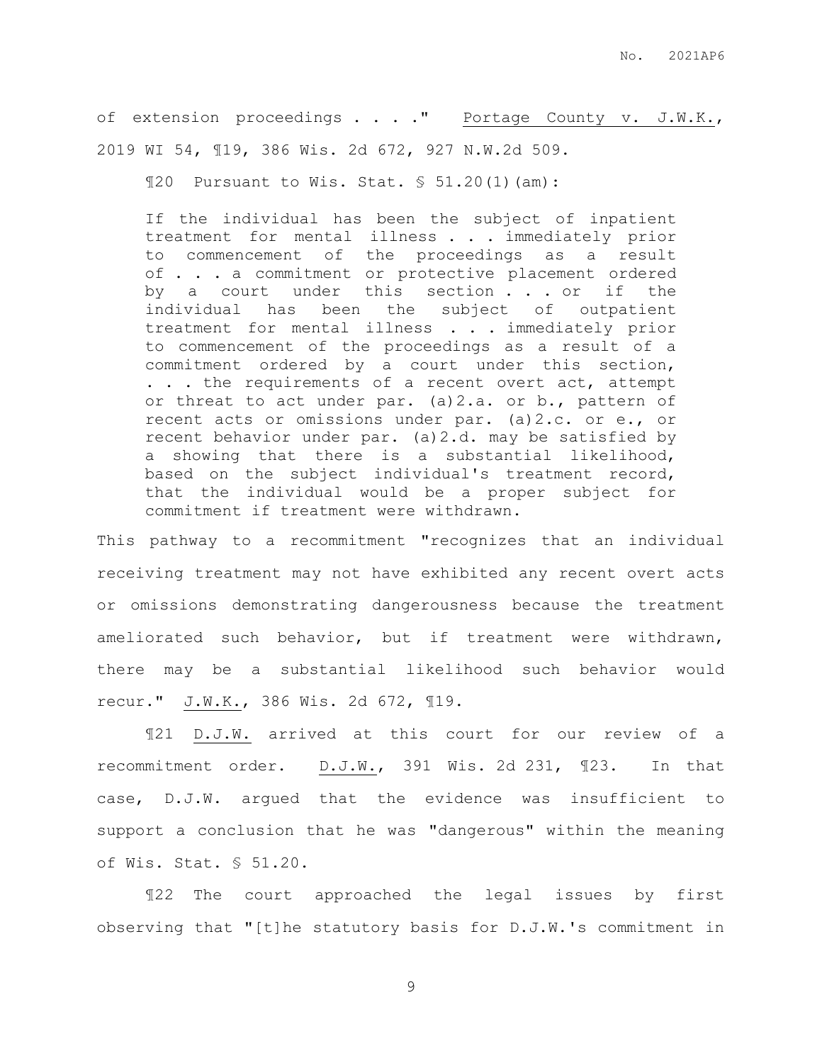of extension proceedings . . . ." Portage County v. J.W.K., 2019 WI 54, ¶19, 386 Wis. 2d 672, 927 N.W.2d 509.

¶20 Pursuant to Wis. Stat. § 51.20(1)(am):

> If the individual has been the subject of inpatient treatment for mental illness . . . immediately prior to commencement of the proceedings as a result of . . . a commitment or protective placement ordered by a court under this section . . . or if the individual has been the subject of outpatient treatment for mental illness . . . immediately prior to commencement of the proceedings as a result of a commitment ordered by a court under this section, . . . the requirements of a recent overt act, attempt or threat to act under par. (a)2.a. or b., pattern of recent acts or omissions under par. (a)2.c. or e., or recent behavior under par. (a)2.d. may be satisfied by a showing that there is a substantial likelihood, based on the subject individual's treatment record, that the individual would be a proper subject for commitment if treatment were withdrawn.

This pathway to a recommitment "recognizes that an individual receiving treatment may not have exhibited any recent overt acts or omissions demonstrating dangerousness because the treatment ameliorated such behavior, but if treatment were withdrawn, there may be a substantial likelihood such behavior would recur." J.W.K., 386 Wis. 2d 672, ¶19.

¶21 D.J.W. arrived at this court for our review of a recommitment order. D.J.W., 391 Wis. 2d 231, ¶23. In that case, D.J.W. argued that the evidence was insufficient to support a conclusion that he was "dangerous" within the meaning of Wis. Stat. § 51.20.

¶22 The court approached the legal issues by first observing that "[t]he statutory basis for D.J.W.'s commitment in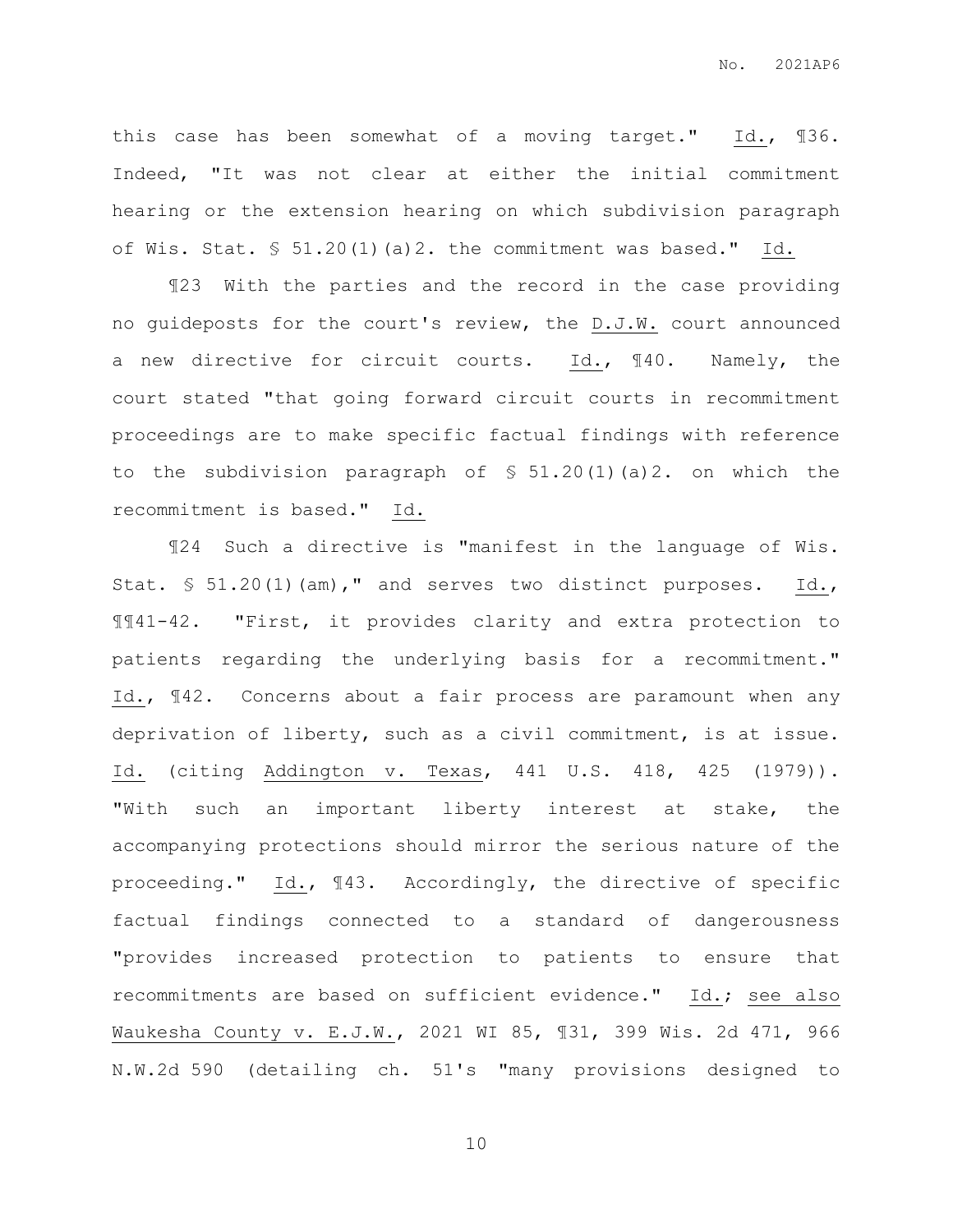this case has been somewhat of a moving target." Id., ¶36. Indeed, "It was not clear at either the initial commitment hearing or the extension hearing on which subdivision paragraph of Wis. Stat. § 51.20(1)(a)2. the commitment was based." Id.

¶23 With the parties and the record in the case providing no guideposts for the court's review, the D.J.W. court announced a new directive for circuit courts. Id., ¶40. Namely, the court stated "that going forward circuit courts in recommitment proceedings are to make specific factual findings with reference to the subdivision paragraph of § 51.20(1)(a)2. on which the recommitment is based." Id.

¶24 Such a directive is "manifest in the language of Wis. Stat. § 51.20(1)(am)," and serves two distinct purposes. Id., ¶¶41-42. "First, it provides clarity and extra protection to patients regarding the underlying basis for a recommitment." Id., ¶42. Concerns about a fair process are paramount when any deprivation of liberty, such as a civil commitment, is at issue. Id. (citing Addington v. Texas, 441 U.S. 418, 425 (1979)). "With such an important liberty interest at stake, the accompanying protections should mirror the serious nature of the proceeding." Id., ¶43. Accordingly, the directive of specific factual findings connected to a standard of dangerousness "provides increased protection to patients to ensure that recommitments are based on sufficient evidence." Id.; see also Waukesha County v. E.J.W., 2021 WI 85, ¶31, 399 Wis. 2d 471, 966 N.W.2d 590 (detailing ch. 51's "many provisions designed to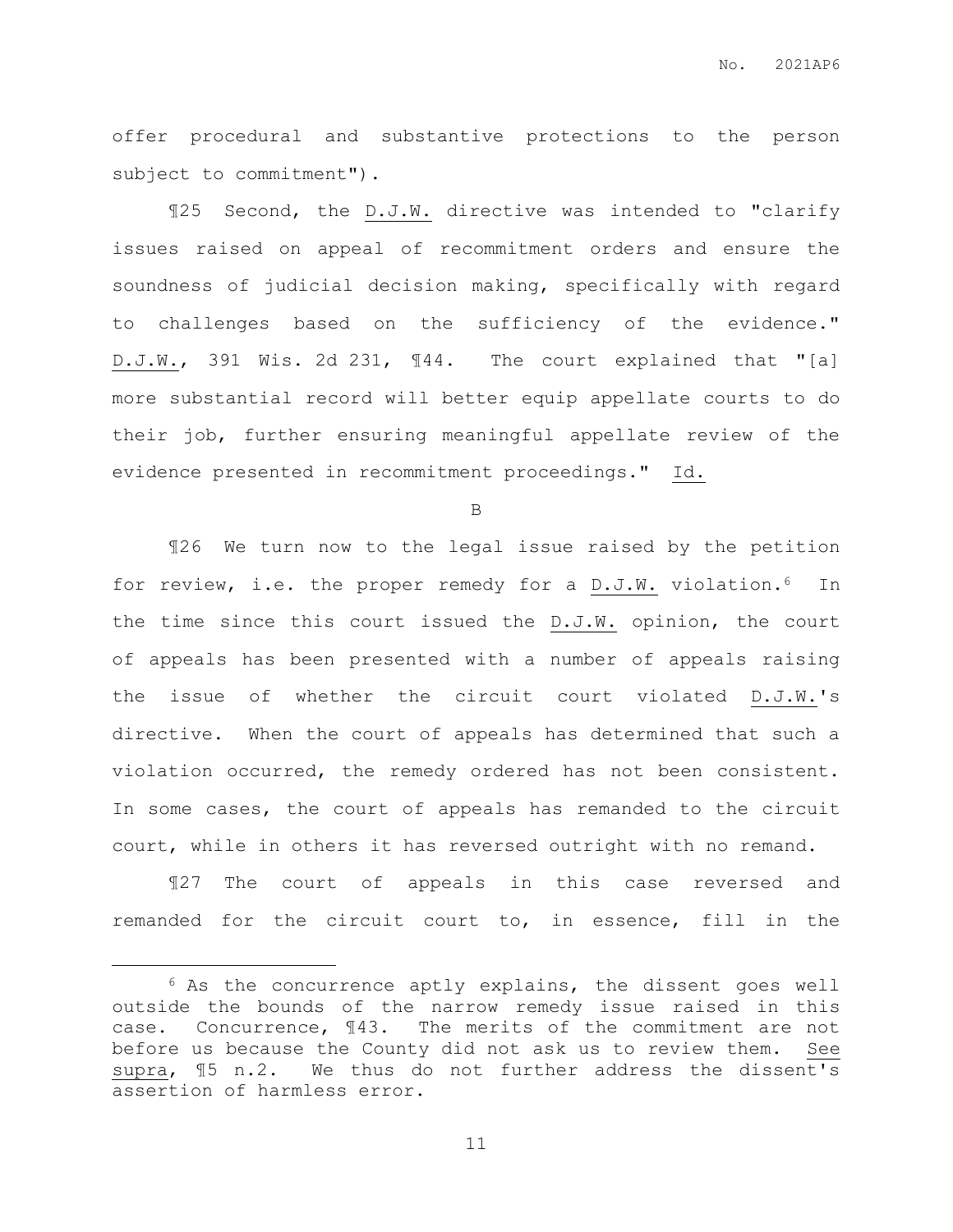offer procedural and substantive protections to the person subject to commitment").

¶25 Second, the D.J.W. directive was intended to "clarify issues raised on appeal of recommitment orders and ensure the soundness of judicial decision making, specifically with regard to challenges based on the sufficiency of the evidence." D.J.W., 391 Wis. 2d 231, ¶44. The court explained that "[a] more substantial record will better equip appellate courts to do their job, further ensuring meaningful appellate review of the evidence presented in recommitment proceedings." Id.

B

¶26 We turn now to the legal issue raised by the petition for review, i.e. the proper remedy for a D.J.W. violation.[6] In the time since this court issued the D.J.W. opinion, the court of appeals has been presented with a number of appeals raising the issue of whether the circuit court violated D.J.W.'s directive. When the court of appeals has determined that such a violation occurred, the remedy ordered has not been consistent. In some cases, the court of appeals has remanded to the circuit court, while in others it has reversed outright with no remand.

¶27 The court of appeals in this case reversed and remanded for the circuit court to, in essence, fill in the

[6] As the concurrence aptly explains, the dissent goes well outside the bounds of the narrow remedy issue raised in this case. Concurrence, ¶43. The merits of the commitment are not before us because the County did not ask us to review them. See supra, ¶5 n.2. We thus do not further address the dissent's assertion of harmless error.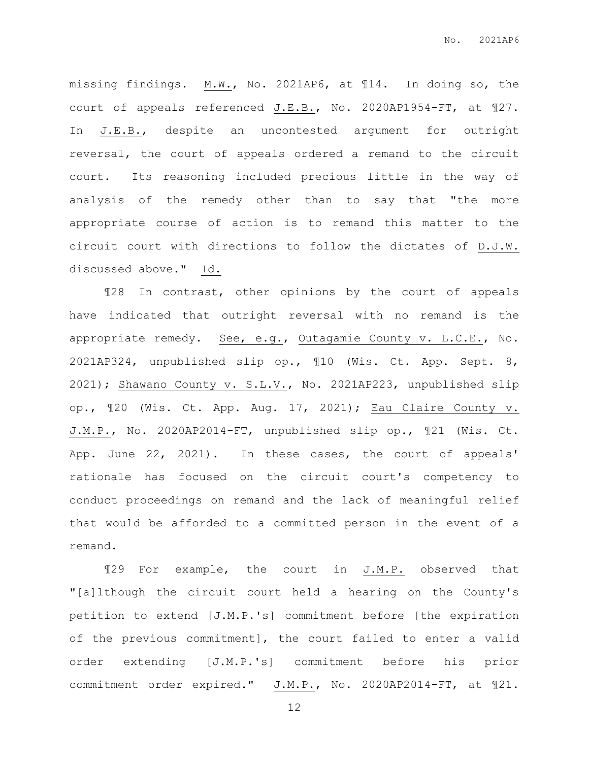missing findings. M.W., No. 2021AP6, at ¶14. In doing so, the court of appeals referenced J.E.B., No. 2020AP1954-FT, at ¶27. In J.E.B., despite an uncontested argument for outright reversal, the court of appeals ordered a remand to the circuit court. Its reasoning included precious little in the way of analysis of the remedy other than to say that "the more appropriate course of action is to remand this matter to the circuit court with directions to follow the dictates of D.J.W. discussed above." Id.

¶28 In contrast, other opinions by the court of appeals have indicated that outright reversal with no remand is the appropriate remedy. See, e.g., Outagamie County v. L.C.E., No. 2021AP324, unpublished slip op., ¶10 (Wis. Ct. App. Sept. 8, 2021); Shawano County v. S.L.V., No. 2021AP223, unpublished slip op., ¶20 (Wis. Ct. App. Aug. 17, 2021); Eau Claire County v. J.M.P., No. 2020AP2014-FT, unpublished slip op., ¶21 (Wis. Ct. App. June 22, 2021). In these cases, the court of appeals' rationale has focused on the circuit court's competency to conduct proceedings on remand and the lack of meaningful relief that would be afforded to a committed person in the event of a remand.

¶29 For example, the court in J.M.P. observed that "[a]lthough the circuit court held a hearing on the County's petition to extend [J.M.P.'s] commitment before [the expiration of the previous commitment], the court failed to enter a valid order extending [J.M.P.'s] commitment before his prior commitment order expired." J.M.P., No. 2020AP2014-FT, at ¶21.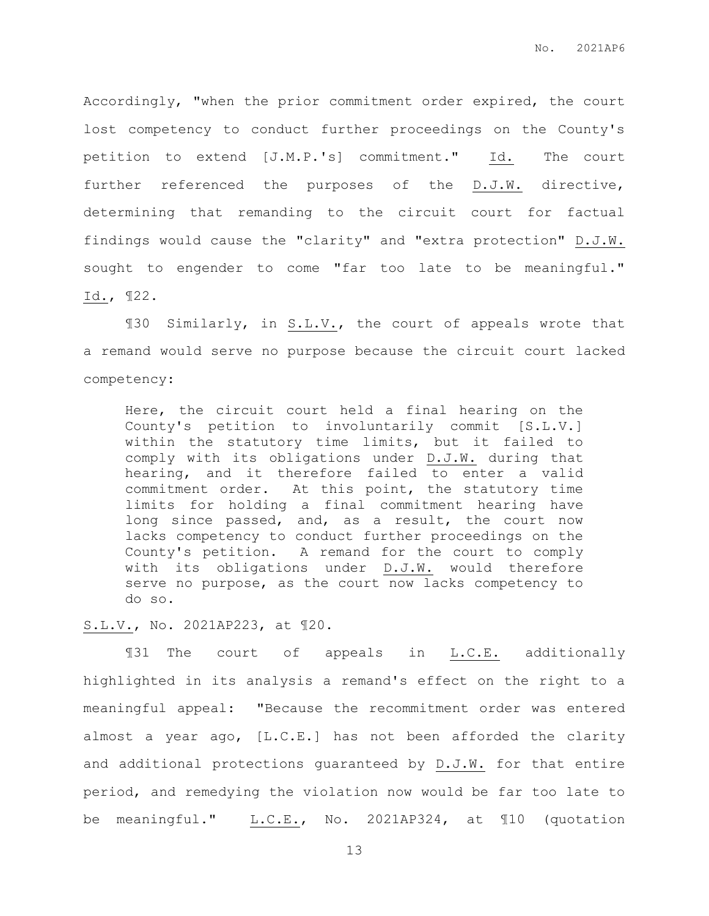Accordingly, "when the prior commitment order expired, the court lost competency to conduct further proceedings on the County's petition to extend [J.M.P.'s] commitment." Id. The court further referenced the purposes of the D.J.W. directive, determining that remanding to the circuit court for factual findings would cause the "clarity" and "extra protection" D.J.W. sought to engender to come "far too late to be meaningful." Id., ¶22.

¶30 Similarly, in S.L.V., the court of appeals wrote that a remand would serve no purpose because the circuit court lacked competency:

> Here, the circuit court held a final hearing on the County's petition to involuntarily commit [S.L.V.] within the statutory time limits, but it failed to comply with its obligations under D.J.W. during that hearing, and it therefore failed to enter a valid commitment order. At this point, the statutory time limits for holding a final commitment hearing have long since passed, and, as a result, the court now lacks competency to conduct further proceedings on the County's petition. A remand for the court to comply with its obligations under D.J.W. would therefore serve no purpose, as the court now lacks competency to do so.

S.L.V., No. 2021AP223, at ¶20.

¶31 The court of appeals in L.C.E. additionally highlighted in its analysis a remand's effect on the right to a meaningful appeal: "Because the recommitment order was entered almost a year ago, [L.C.E.] has not been afforded the clarity and additional protections guaranteed by D.J.W. for that entire period, and remedying the violation now would be far too late to be meaningful." L.C.E., No. 2021AP324, at ¶10 (quotation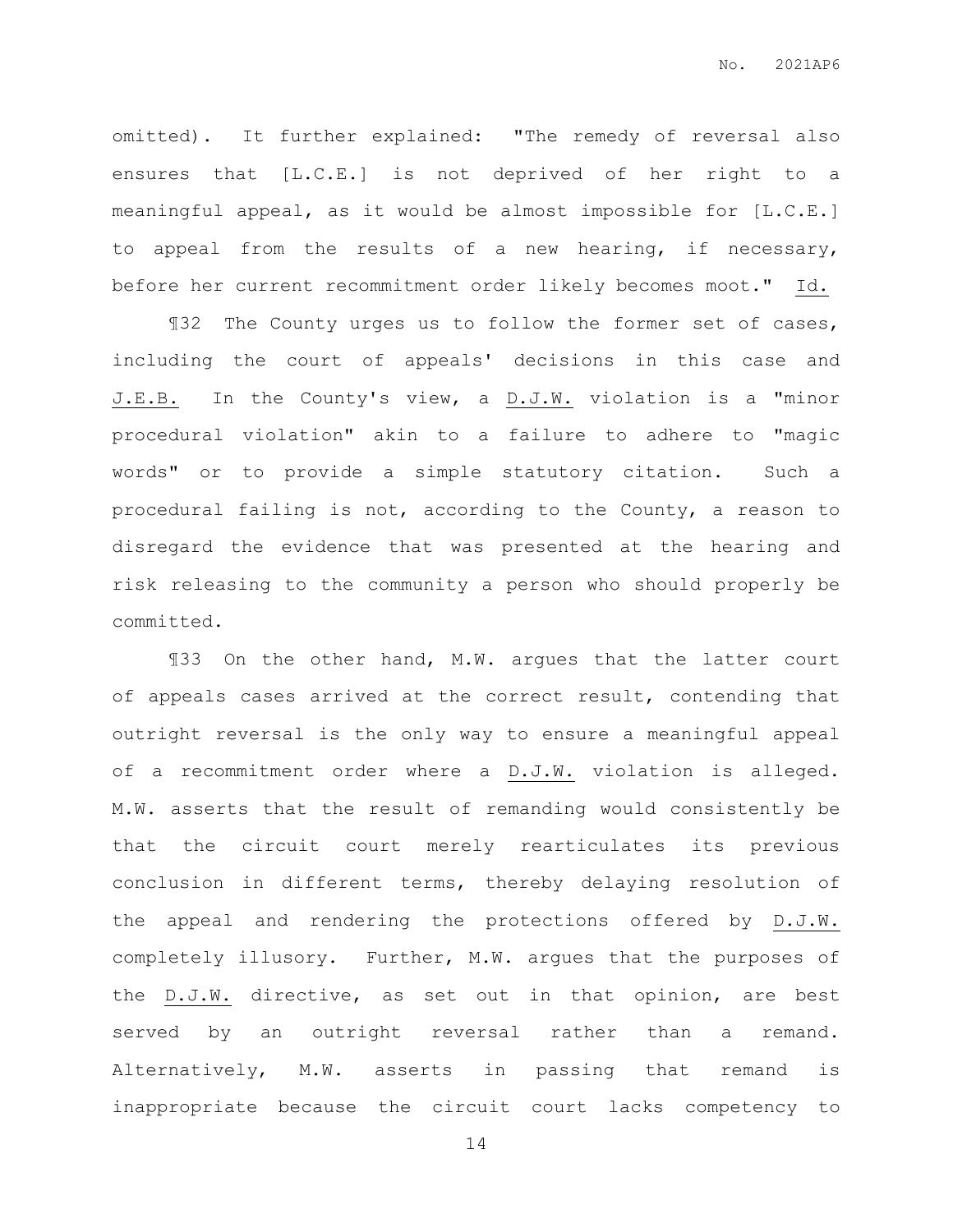omitted). It further explained: "The remedy of reversal also ensures that [L.C.E.] is not deprived of her right to a meaningful appeal, as it would be almost impossible for [L.C.E.] to appeal from the results of a new hearing, if necessary, before her current recommitment order likely becomes moot." Id.

¶32 The County urges us to follow the former set of cases, including the court of appeals' decisions in this case and J.E.B. In the County's view, a D.J.W. violation is a "minor procedural violation" akin to a failure to adhere to "magic words" or to provide a simple statutory citation. Such a procedural failing is not, according to the County, a reason to disregard the evidence that was presented at the hearing and risk releasing to the community a person who should properly be committed.

¶33 On the other hand, M.W. argues that the latter court of appeals cases arrived at the correct result, contending that outright reversal is the only way to ensure a meaningful appeal of a recommitment order where a D.J.W. violation is alleged. M.W. asserts that the result of remanding would consistently be that the circuit court merely rearticulates its previous conclusion in different terms, thereby delaying resolution of the appeal and rendering the protections offered by D.J.W. completely illusory. Further, M.W. argues that the purposes of the D.J.W. directive, as set out in that opinion, are best served by an outright reversal rather than a remand. Alternatively, M.W. asserts in passing that remand is inappropriate because the circuit court lacks competency to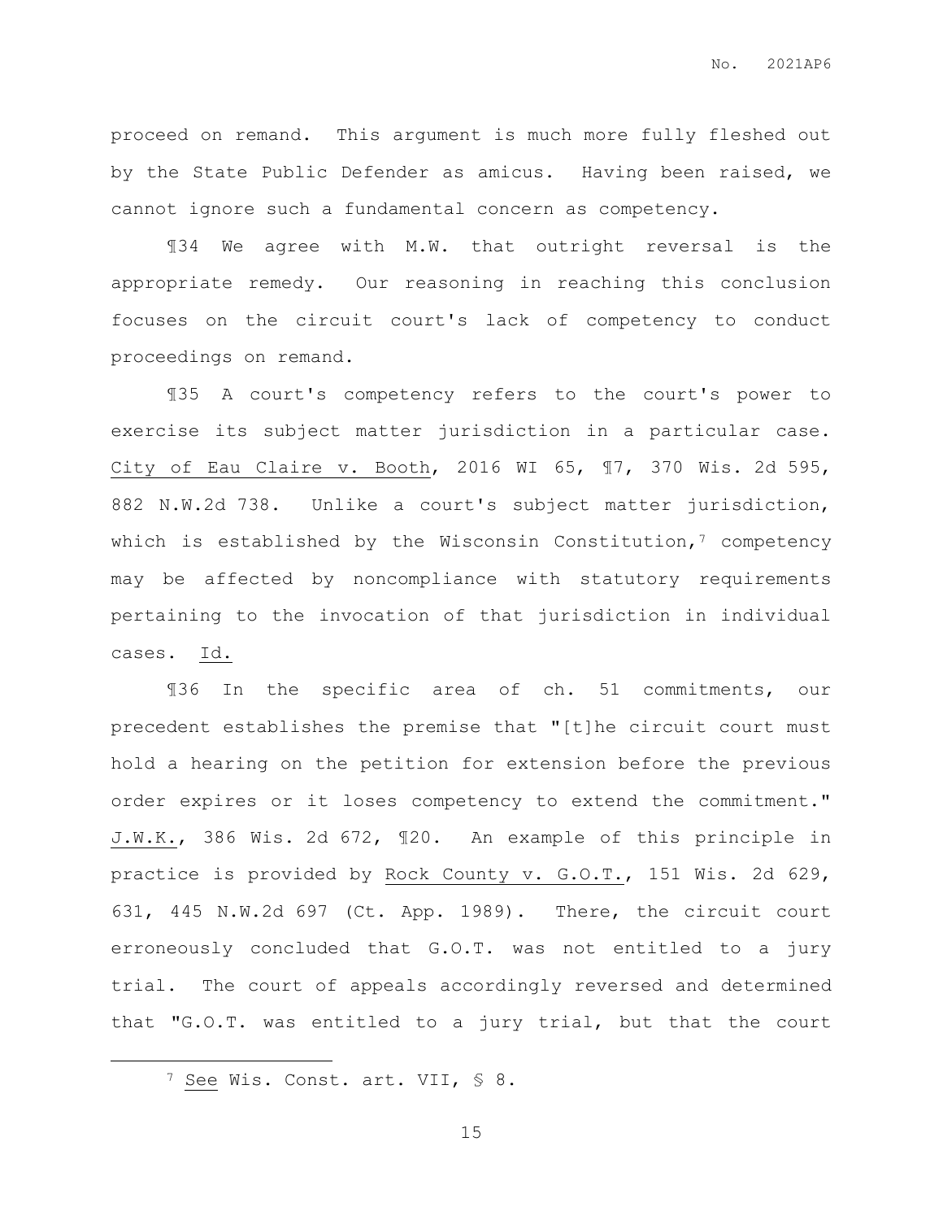proceed on remand. This argument is much more fully fleshed out by the State Public Defender as amicus. Having been raised, we cannot ignore such a fundamental concern as competency.

¶34 We agree with M.W. that outright reversal is the appropriate remedy. Our reasoning in reaching this conclusion focuses on the circuit court's lack of competency to conduct proceedings on remand.

¶35 A court's competency refers to the court's power to exercise its subject matter jurisdiction in a particular case. City of Eau Claire v. Booth, 2016 WI 65, ¶7, 370 Wis. 2d 595, 882 N.W.2d 738. Unlike a court's subject matter jurisdiction, which is established by the Wisconsin Constitution,[7] competency may be affected by noncompliance with statutory requirements pertaining to the invocation of that jurisdiction in individual cases. Id.

¶36 In the specific area of ch. 51 commitments, our precedent establishes the premise that "[t]he circuit court must hold a hearing on the petition for extension before the previous order expires or it loses competency to extend the commitment." J.W.K., 386 Wis. 2d 672, ¶20. An example of this principle in practice is provided by Rock County v. G.O.T., 151 Wis. 2d 629, 631, 445 N.W.2d 697 (Ct. App. 1989). There, the circuit court erroneously concluded that G.O.T. was not entitled to a jury trial. The court of appeals accordingly reversed and determined that "G.O.T. was entitled to a jury trial, but that the court

---

[7] See Wis. Const. art. VII, § 8.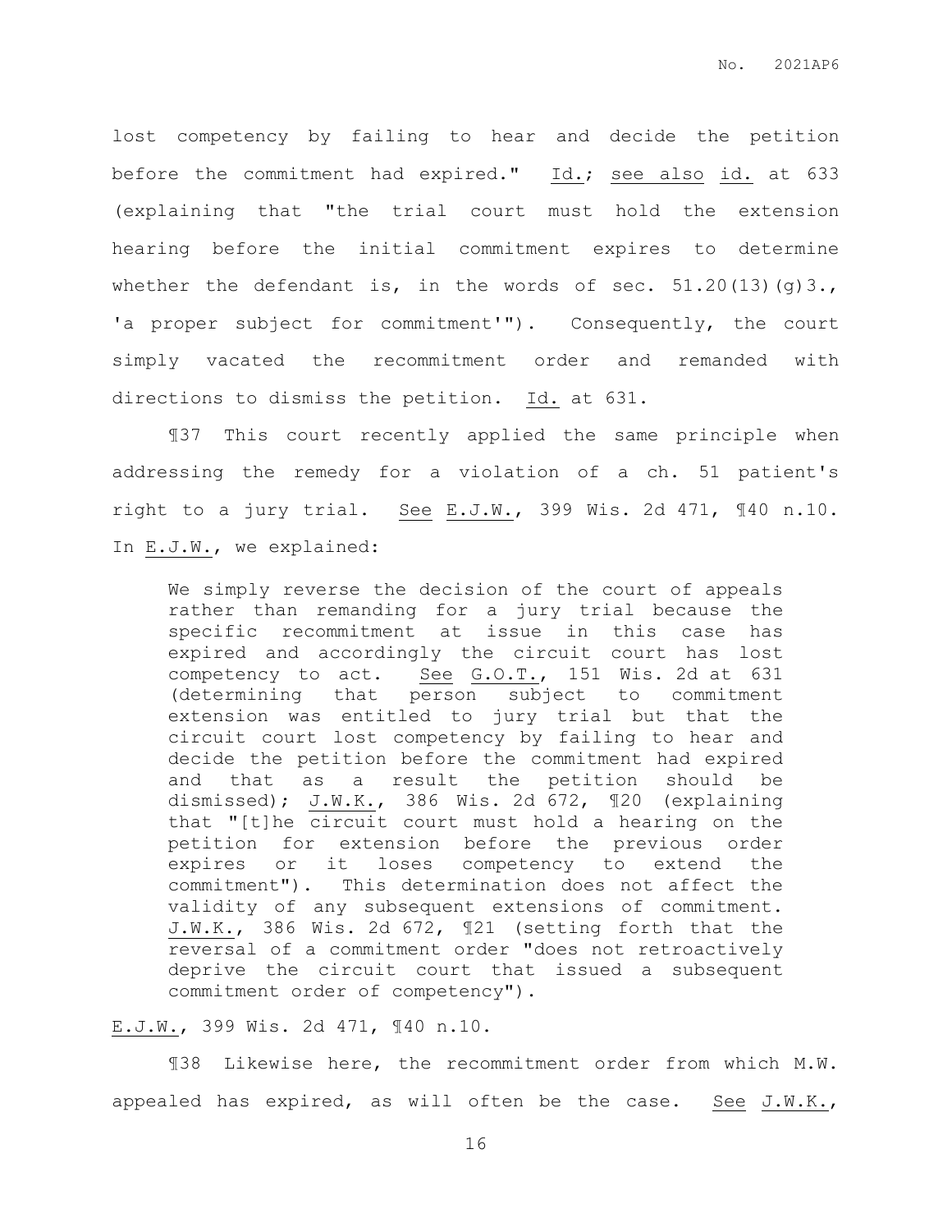lost competency by failing to hear and decide the petition before the commitment had expired." Id.; see also id. at 633 (explaining that "the trial court must hold the extension hearing before the initial commitment expires to determine whether the defendant is, in the words of sec. 51.20(13)(g)3., 'a proper subject for commitment'"). Consequently, the court simply vacated the recommitment order and remanded with directions to dismiss the petition. Id. at 631.

¶37 This court recently applied the same principle when addressing the remedy for a violation of a ch. 51 patient's right to a jury trial. See E.J.W., 399 Wis. 2d 471, ¶40 n.10. In E.J.W., we explained:

> We simply reverse the decision of the court of appeals rather than remanding for a jury trial because the specific recommitment at issue in this case has expired and accordingly the circuit court has lost competency to act. See G.O.T., 151 Wis. 2d at 631 (determining that person subject to commitment extension was entitled to jury trial but that the circuit court lost competency by failing to hear and decide the petition before the commitment had expired and that as a result the petition should be dismissed); J.W.K., 386 Wis. 2d 672, ¶20 (explaining that "[t]he circuit court must hold a hearing on the petition for extension before the previous order expires or it loses competency to extend the commitment"). This determination does not affect the validity of any subsequent extensions of commitment. J.W.K., 386 Wis. 2d 672, ¶21 (setting forth that the reversal of a commitment order "does not retroactively deprive the circuit court that issued a subsequent commitment order of competency").

E.J.W., 399 Wis. 2d 471, ¶40 n.10.

¶38 Likewise here, the recommitment order from which M.W. appealed has expired, as will often be the case. See J.W.K.,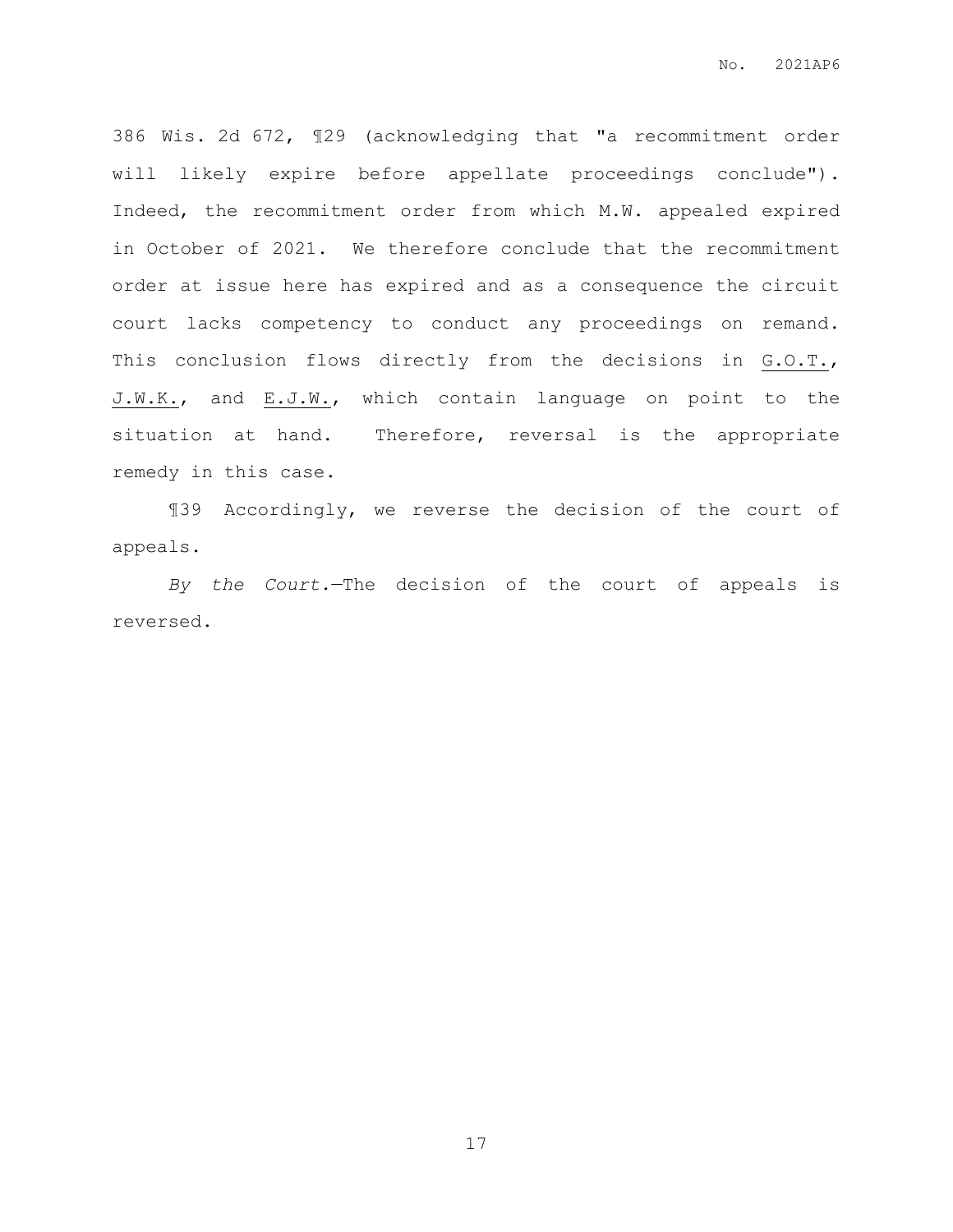386 Wis. 2d 672, ¶29 (acknowledging that "a recommitment order will likely expire before appellate proceedings conclude"). Indeed, the recommitment order from which M.W. appealed expired in October of 2021. We therefore conclude that the recommitment order at issue here has expired and as a consequence the circuit court lacks competency to conduct any proceedings on remand. This conclusion flows directly from the decisions in G.O.T., J.W.K., and E.J.W., which contain language on point to the situation at hand. Therefore, reversal is the appropriate remedy in this case.

¶39 Accordingly, we reverse the decision of the court of appeals.

*By the Court.*—The decision of the court of appeals is reversed.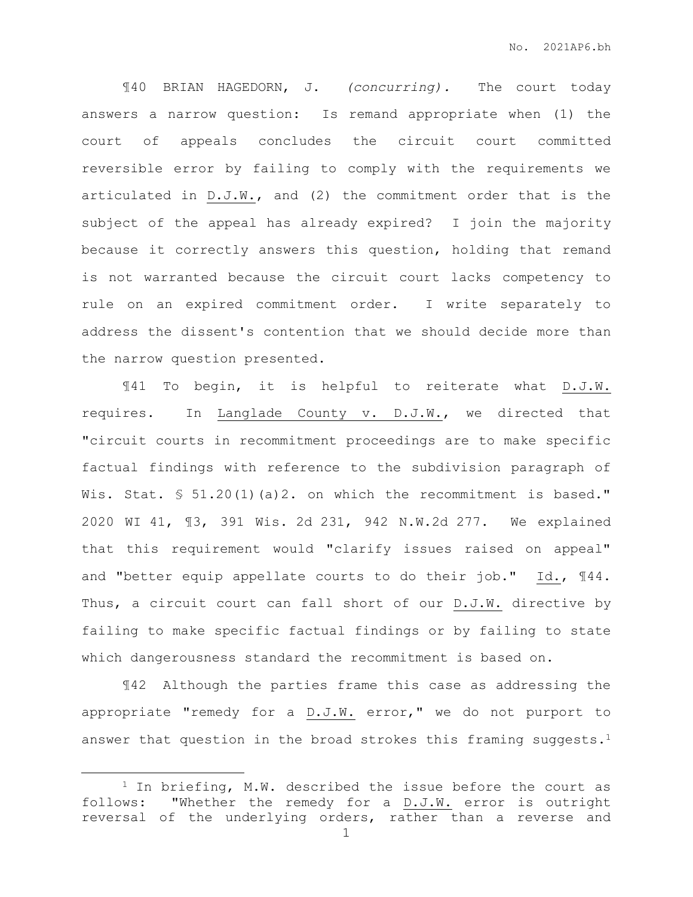¶40 BRIAN HAGEDORN, J. *(concurring).* The court today answers a narrow question: Is remand appropriate when (1) the court of appeals concludes the circuit court committed reversible error by failing to comply with the requirements we articulated in D.J.W., and (2) the commitment order that is the subject of the appeal has already expired? I join the majority because it correctly answers this question, holding that remand is not warranted because the circuit court lacks competency to rule on an expired commitment order. I write separately to address the dissent's contention that we should decide more than the narrow question presented.

¶41 To begin, it is helpful to reiterate what D.J.W. requires. In Langlade County v. D.J.W., we directed that "circuit courts in recommitment proceedings are to make specific factual findings with reference to the subdivision paragraph of Wis. Stat. § 51.20(1)(a)2. on which the recommitment is based." 2020 WI 41, ¶3, 391 Wis. 2d 231, 942 N.W.2d 277. We explained that this requirement would "clarify issues raised on appeal" and "better equip appellate courts to do their job." Id., ¶44. Thus, a circuit court can fall short of our D.J.W. directive by failing to make specific factual findings or by failing to state which dangerousness standard the recommitment is based on.

¶42 Although the parties frame this case as addressing the appropriate "remedy for a D.J.W. error," we do not purport to answer that question in the broad strokes this framing suggests.[1]

[1] In briefing, M.W. described the issue before the court as follows: "Whether the remedy for a D.J.W. error is outright reversal of the underlying orders, rather than a reverse and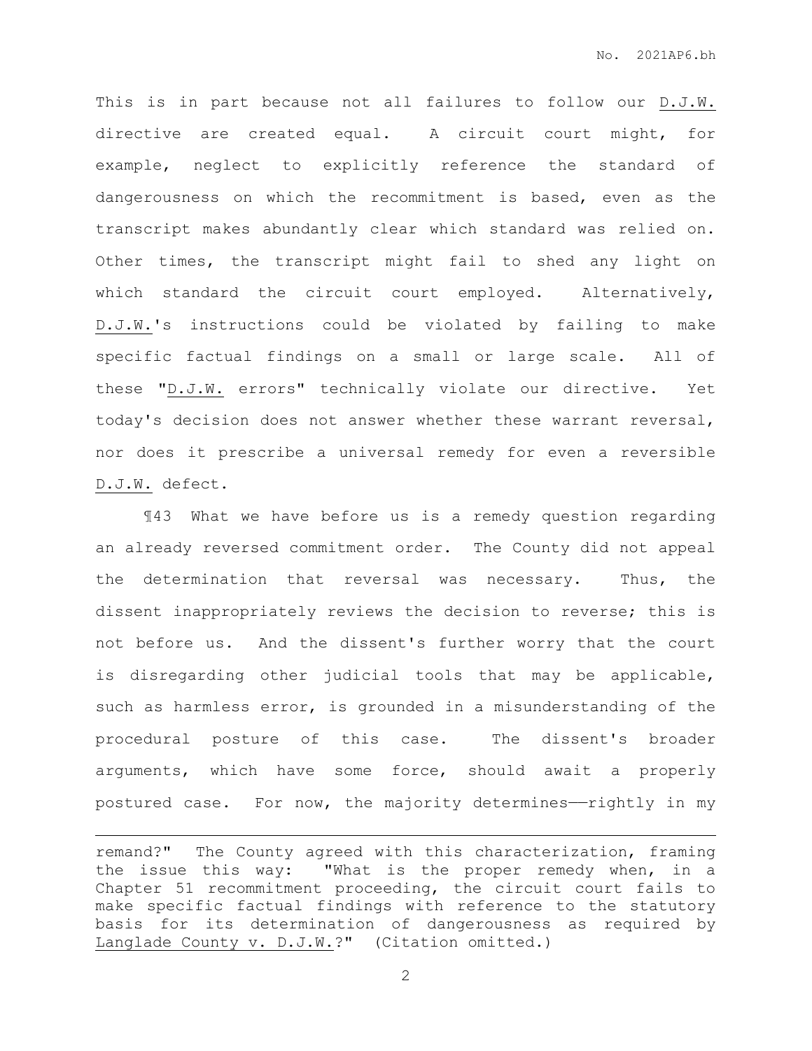This is in part because not all failures to follow our D.J.W. directive are created equal. A circuit court might, for example, neglect to explicitly reference the standard of dangerousness on which the recommitment is based, even as the transcript makes abundantly clear which standard was relied on. Other times, the transcript might fail to shed any light on which standard the circuit court employed. Alternatively, D.J.W.'s instructions could be violated by failing to make specific factual findings on a small or large scale. All of these "D.J.W. errors" technically violate our directive. Yet today's decision does not answer whether these warrant reversal, nor does it prescribe a universal remedy for even a reversible D.J.W. defect.

¶43 What we have before us is a remedy question regarding an already reversed commitment order. The County did not appeal the determination that reversal was necessary. Thus, the dissent inappropriately reviews the decision to reverse; this is not before us. And the dissent's further worry that the court is disregarding other judicial tools that may be applicable, such as harmless error, is grounded in a misunderstanding of the procedural posture of this case. The dissent's broader arguments, which have some force, should await a properly postured case. For now, the majority determines——rightly in my

---

remand?" The County agreed with this characterization, framing the issue this way: "What is the proper remedy when, in a Chapter 51 recommitment proceeding, the circuit court fails to make specific factual findings with reference to the statutory basis for its determination of dangerousness as required by Langlade County v. D.J.W.?" (Citation omitted.)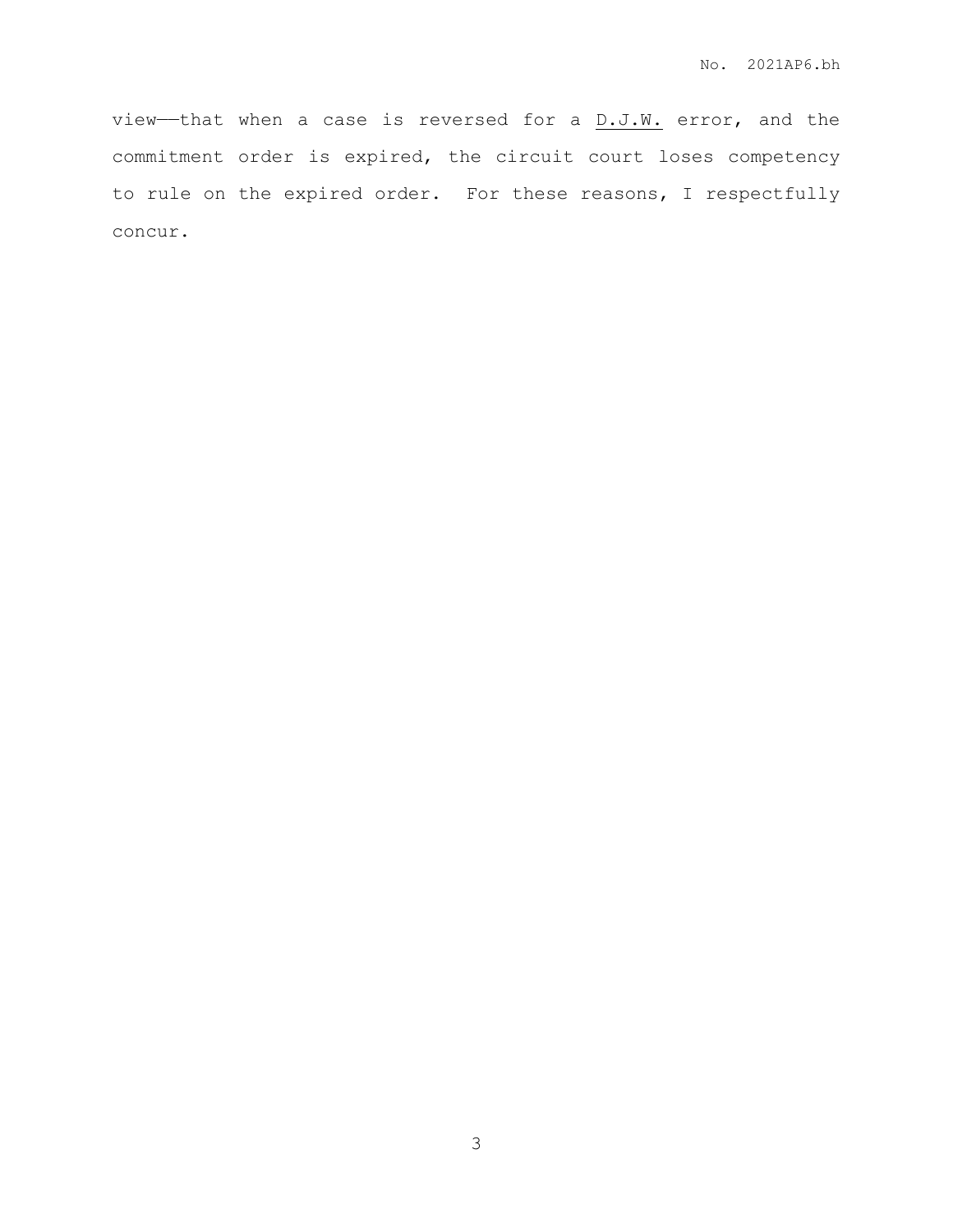view——that when a case is reversed for a <u>D.J.W.</u> error, and the commitment order is expired, the circuit court loses competency to rule on the expired order. For these reasons, I respectfully concur.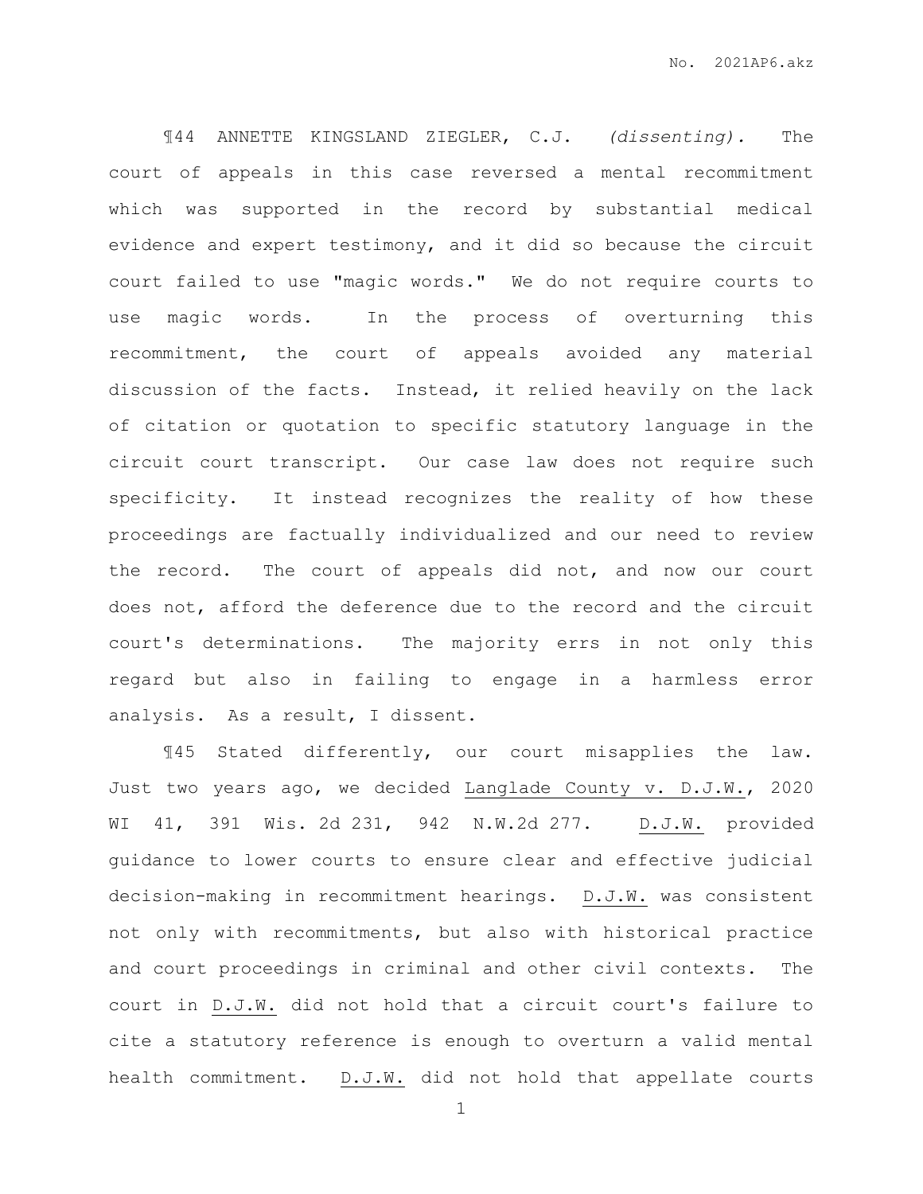¶44 ANNETTE KINGSLAND ZIEGLER, C.J. *(dissenting).* The court of appeals in this case reversed a mental recommitment which was supported in the record by substantial medical evidence and expert testimony, and it did so because the circuit court failed to use "magic words." We do not require courts to use magic words. In the process of overturning this recommitment, the court of appeals avoided any material discussion of the facts. Instead, it relied heavily on the lack of citation or quotation to specific statutory language in the circuit court transcript. Our case law does not require such specificity. It instead recognizes the reality of how these proceedings are factually individualized and our need to review the record. The court of appeals did not, and now our court does not, afford the deference due to the record and the circuit court's determinations. The majority errs in not only this regard but also in failing to engage in a harmless error analysis. As a result, I dissent.

¶45 Stated differently, our court misapplies the law. Just two years ago, we decided Langlade County v. D.J.W., 2020 WI 41, 391 Wis. 2d 231, 942 N.W.2d 277. D.J.W. provided guidance to lower courts to ensure clear and effective judicial decision-making in recommitment hearings. D.J.W. was consistent not only with recommitments, but also with historical practice and court proceedings in criminal and other civil contexts. The court in D.J.W. did not hold that a circuit court's failure to cite a statutory reference is enough to overturn a valid mental health commitment. D.J.W. did not hold that appellate courts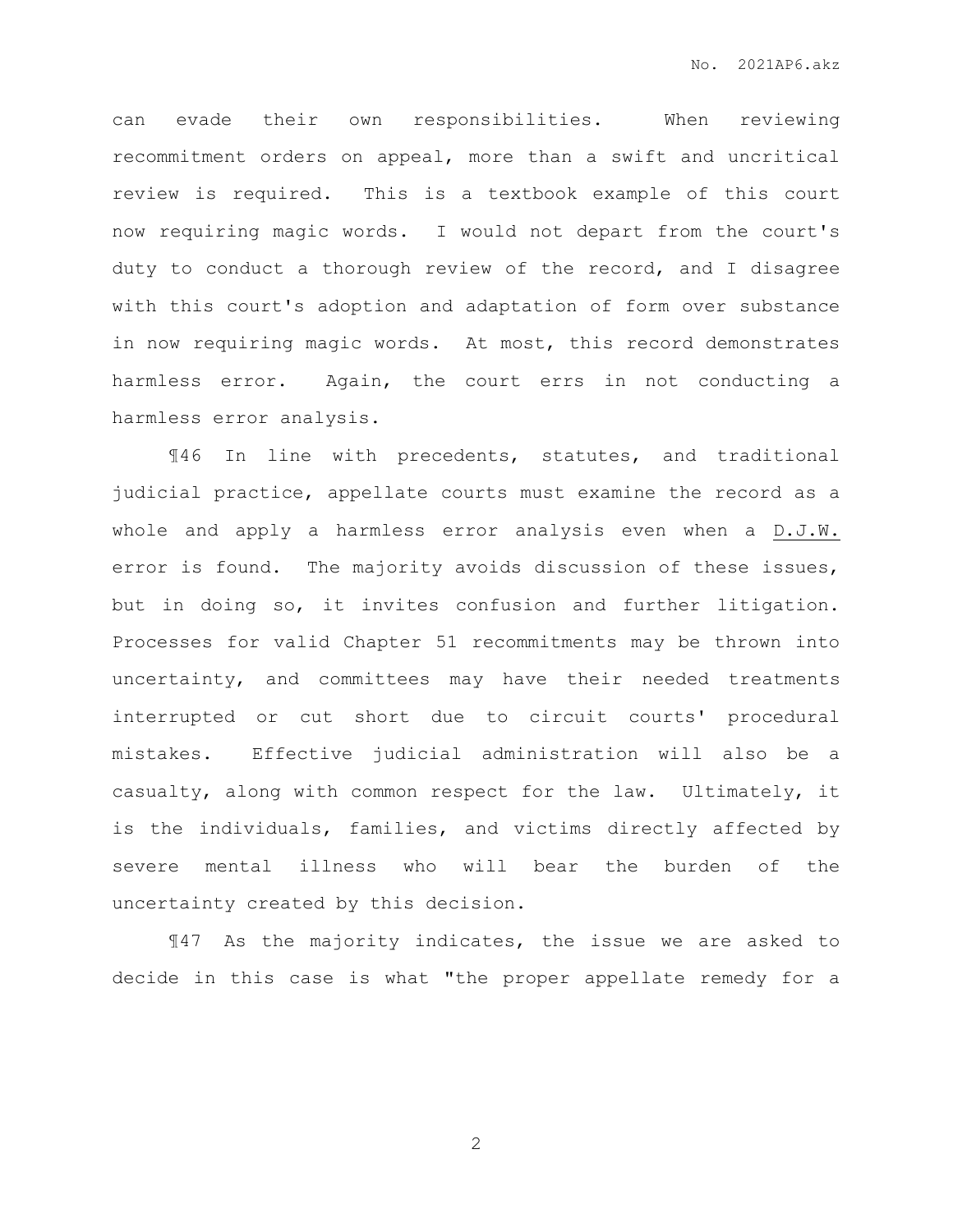can evade their own responsibilities. When reviewing recommitment orders on appeal, more than a swift and uncritical review is required. This is a textbook example of this court now requiring magic words. I would not depart from the court's duty to conduct a thorough review of the record, and I disagree with this court's adoption and adaptation of form over substance in now requiring magic words. At most, this record demonstrates harmless error. Again, the court errs in not conducting a harmless error analysis.

¶46 In line with precedents, statutes, and traditional judicial practice, appellate courts must examine the record as a whole and apply a harmless error analysis even when a D.J.W. error is found. The majority avoids discussion of these issues, but in doing so, it invites confusion and further litigation. Processes for valid Chapter 51 recommitments may be thrown into uncertainty, and committees may have their needed treatments interrupted or cut short due to circuit courts' procedural mistakes. Effective judicial administration will also be a casualty, along with common respect for the law. Ultimately, it is the individuals, families, and victims directly affected by severe mental illness who will bear the burden of the uncertainty created by this decision.

¶47 As the majority indicates, the issue we are asked to decide in this case is what "the proper appellate remedy for a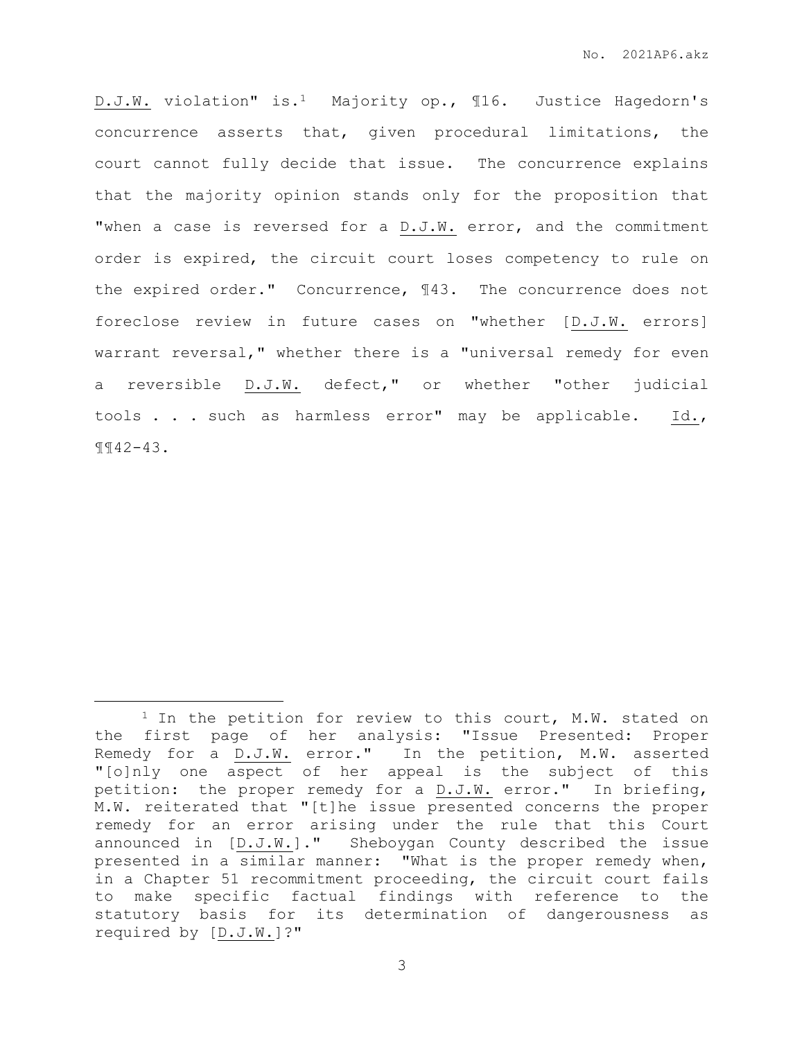D.J.W. violation" is.[1] Majority op., ¶16. Justice Hagedorn's concurrence asserts that, given procedural limitations, the court cannot fully decide that issue. The concurrence explains that the majority opinion stands only for the proposition that "when a case is reversed for a D.J.W. error, and the commitment order is expired, the circuit court loses competency to rule on the expired order." Concurrence, ¶43. The concurrence does not foreclose review in future cases on "whether [D.J.W. errors] warrant reversal," whether there is a "universal remedy for even a reversible D.J.W. defect," or whether "other judicial tools . . . such as harmless error" may be applicable. Id., ¶¶42-43.

---

[1] In the petition for review to this court, M.W. stated on the first page of her analysis: "Issue Presented: Proper Remedy for a D.J.W. error." In the petition, M.W. asserted "[o]nly one aspect of her appeal is the subject of this petition: the proper remedy for a D.J.W. error." In briefing, M.W. reiterated that "[t]he issue presented concerns the proper remedy for an error arising under the rule that this Court announced in [D.J.W.]." Sheboygan County described the issue presented in a similar manner: "What is the proper remedy when, in a Chapter 51 recommitment proceeding, the circuit court fails to make specific factual findings with reference to the statutory basis for its determination of dangerousness as required by [D.J.W.]?"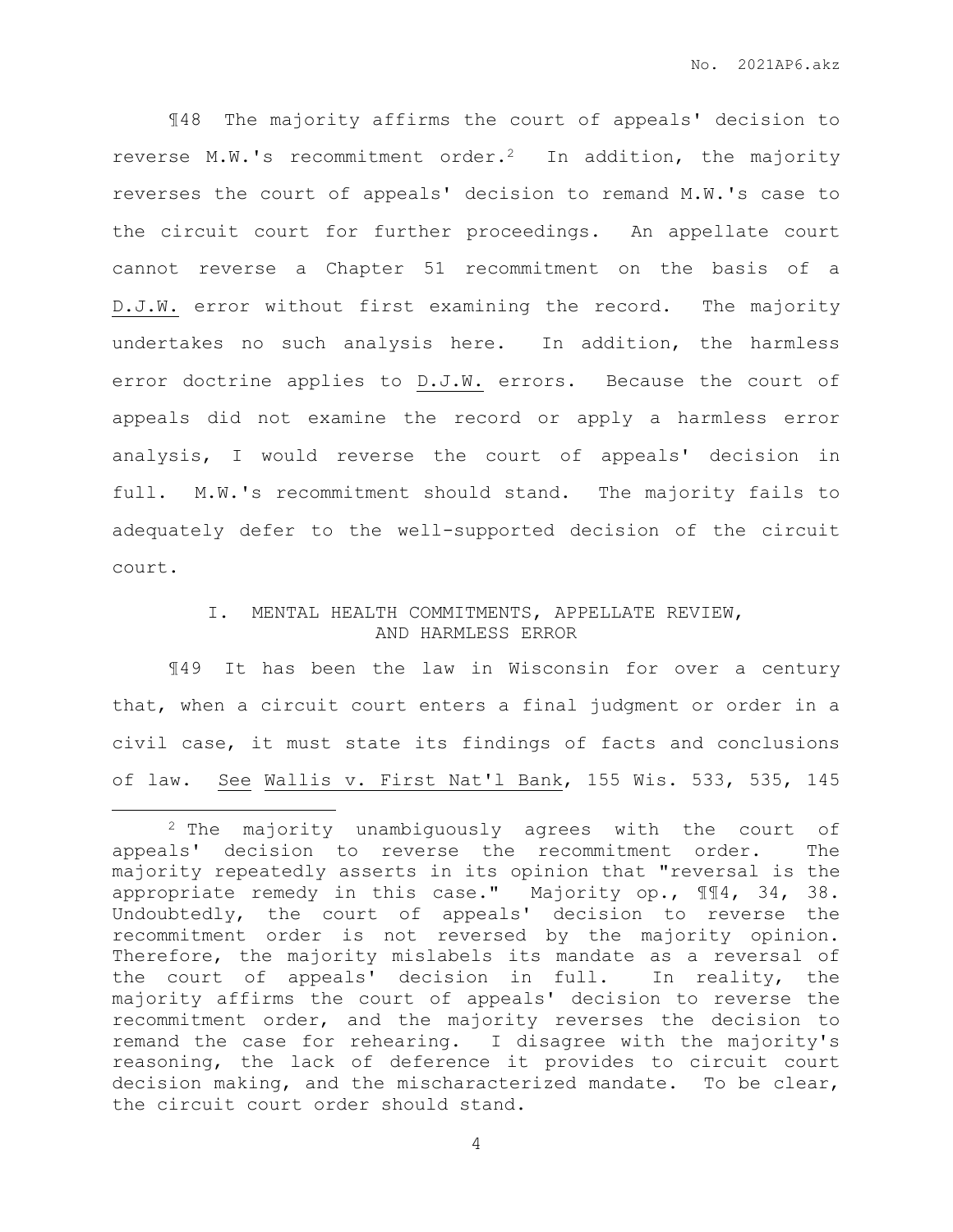¶48 The majority affirms the court of appeals' decision to reverse M.W.'s recommitment order.[2] In addition, the majority reverses the court of appeals' decision to remand M.W.'s case to the circuit court for further proceedings. An appellate court cannot reverse a Chapter 51 recommitment on the basis of a D.J.W. error without first examining the record. The majority undertakes no such analysis here. In addition, the harmless error doctrine applies to D.J.W. errors. Because the court of appeals did not examine the record or apply a harmless error analysis, I would reverse the court of appeals' decision in full. M.W.'s recommitment should stand. The majority fails to adequately defer to the well-supported decision of the circuit court.

## I. MENTAL HEALTH COMMITMENTS, APPELLATE REVIEW, AND HARMLESS ERROR

¶49 It has been the law in Wisconsin for over a century that, when a circuit court enters a final judgment or order in a civil case, it must state its findings of facts and conclusions of law. See Wallis v. First Nat'l Bank, 155 Wis. 533, 535, 145

---

[2] The majority unambiguously agrees with the court of appeals' decision to reverse the recommitment order. The majority repeatedly asserts in its opinion that "reversal is the appropriate remedy in this case." Majority op., ¶¶4, 34, 38. Undoubtedly, the court of appeals' decision to reverse the recommitment order is not reversed by the majority opinion. Therefore, the majority mislabels its mandate as a reversal of the court of appeals' decision in full. In reality, the majority affirms the court of appeals' decision to reverse the recommitment order, and the majority reverses the decision to remand the case for rehearing. I disagree with the majority's reasoning, the lack of deference it provides to circuit court decision making, and the mischaracterized mandate. To be clear, the circuit court order should stand.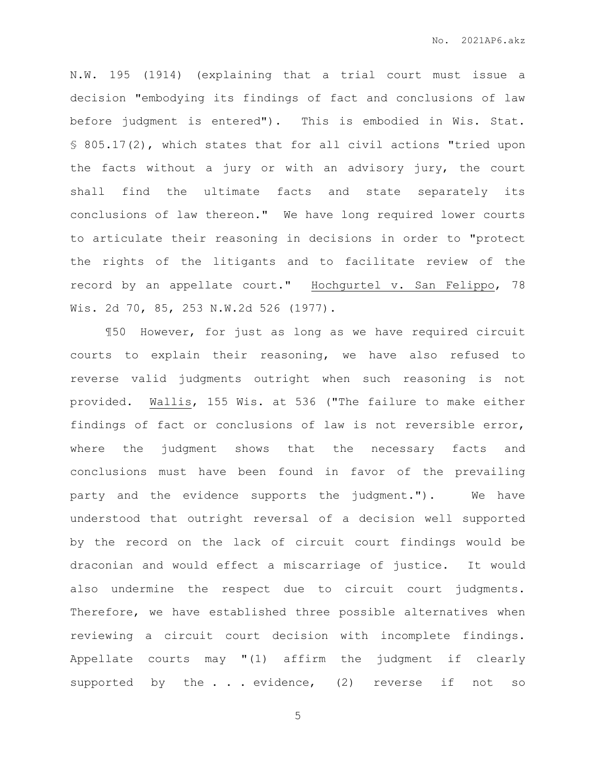N.W. 195 (1914) (explaining that a trial court must issue a decision "embodying its findings of fact and conclusions of law before judgment is entered"). This is embodied in Wis. Stat. § 805.17(2), which states that for all civil actions "tried upon the facts without a jury or with an advisory jury, the court shall find the ultimate facts and state separately its conclusions of law thereon." We have long required lower courts to articulate their reasoning in decisions in order to "protect the rights of the litigants and to facilitate review of the record by an appellate court." Hochgurtel v. San Felippo, 78 Wis. 2d 70, 85, 253 N.W.2d 526 (1977).

¶50 However, for just as long as we have required circuit courts to explain their reasoning, we have also refused to reverse valid judgments outright when such reasoning is not provided. Wallis, 155 Wis. at 536 ("The failure to make either findings of fact or conclusions of law is not reversible error, where the judgment shows that the necessary facts and conclusions must have been found in favor of the prevailing party and the evidence supports the judgment."). We have understood that outright reversal of a decision well supported by the record on the lack of circuit court findings would be draconian and would effect a miscarriage of justice. It would also undermine the respect due to circuit court judgments. Therefore, we have established three possible alternatives when reviewing a circuit court decision with incomplete findings. Appellate courts may "(1) affirm the judgment if clearly supported by the . . . evidence, (2) reverse if not so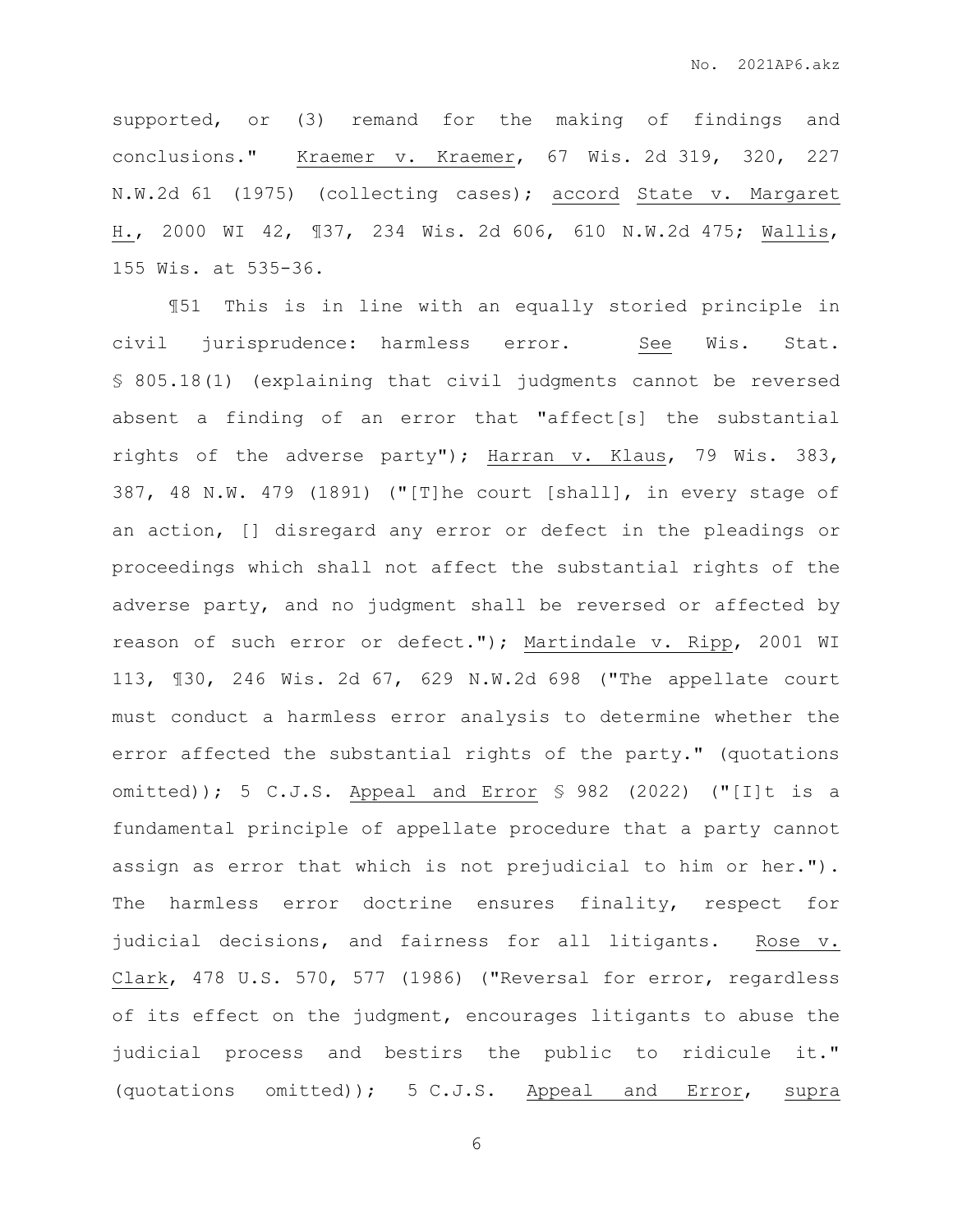supported, or (3) remand for the making of findings and conclusions." Kraemer v. Kraemer, 67 Wis. 2d 319, 320, 227 N.W.2d 61 (1975) (collecting cases); accord State v. Margaret H., 2000 WI 42, ¶37, 234 Wis. 2d 606, 610 N.W.2d 475; Wallis, 155 Wis. at 535-36.

¶51 This is in line with an equally storied principle in civil jurisprudence: harmless error. See Wis. Stat. § 805.18(1) (explaining that civil judgments cannot be reversed absent a finding of an error that "affect[s] the substantial rights of the adverse party"); Harran v. Klaus, 79 Wis. 383, 387, 48 N.W. 479 (1891) ("[T]he court [shall], in every stage of an action, [] disregard any error or defect in the pleadings or proceedings which shall not affect the substantial rights of the adverse party, and no judgment shall be reversed or affected by reason of such error or defect."); Martindale v. Ripp, 2001 WI 113, ¶30, 246 Wis. 2d 67, 629 N.W.2d 698 ("The appellate court must conduct a harmless error analysis to determine whether the error affected the substantial rights of the party." (quotations omitted)); 5 C.J.S. Appeal and Error § 982 (2022) ("[I]t is a fundamental principle of appellate procedure that a party cannot assign as error that which is not prejudicial to him or her."). The harmless error doctrine ensures finality, respect for judicial decisions, and fairness for all litigants. Rose v. Clark, 478 U.S. 570, 577 (1986) ("Reversal for error, regardless of its effect on the judgment, encourages litigants to abuse the judicial process and bestirs the public to ridicule it." (quotations omitted)); 5 C.J.S. Appeal and Error, supra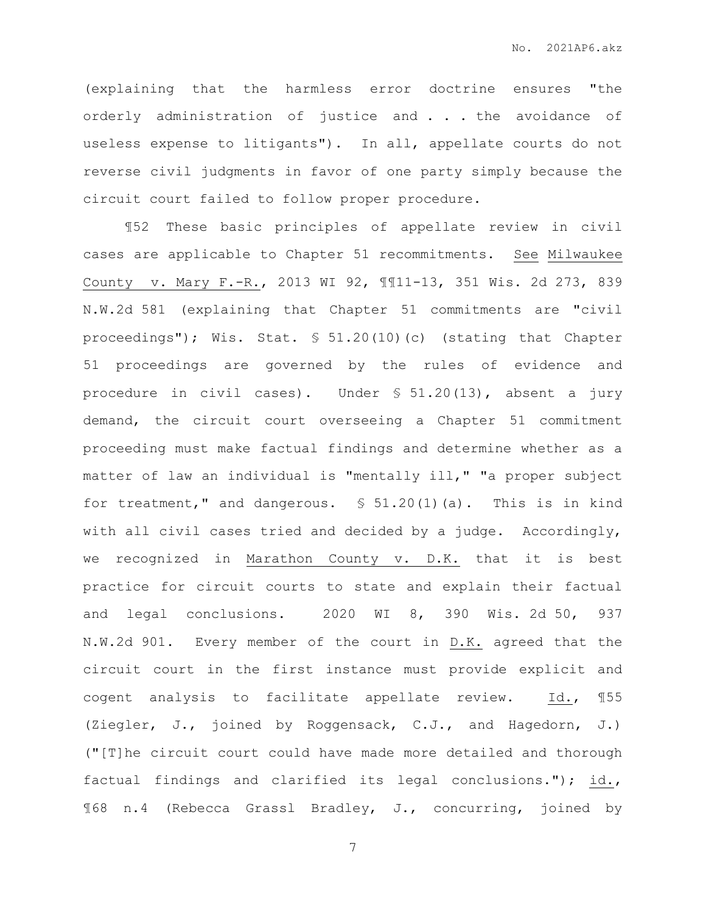(explaining that the harmless error doctrine ensures "the orderly administration of justice and . . . the avoidance of useless expense to litigants"). In all, appellate courts do not reverse civil judgments in favor of one party simply because the circuit court failed to follow proper procedure.

¶52 These basic principles of appellate review in civil cases are applicable to Chapter 51 recommitments. See Milwaukee County v. Mary F.-R., 2013 WI 92, ¶¶11-13, 351 Wis. 2d 273, 839 N.W.2d 581 (explaining that Chapter 51 commitments are "civil proceedings"); Wis. Stat. § 51.20(10)(c) (stating that Chapter 51 proceedings are governed by the rules of evidence and procedure in civil cases). Under § 51.20(13), absent a jury demand, the circuit court overseeing a Chapter 51 commitment proceeding must make factual findings and determine whether as a matter of law an individual is "mentally ill," "a proper subject for treatment," and dangerous. § 51.20(1)(a). This is in kind with all civil cases tried and decided by a judge. Accordingly, we recognized in Marathon County v. D.K. that it is best practice for circuit courts to state and explain their factual and legal conclusions. 2020 WI 8, 390 Wis. 2d 50, 937 N.W.2d 901. Every member of the court in D.K. agreed that the circuit court in the first instance must provide explicit and cogent analysis to facilitate appellate review. Id., ¶55 (Ziegler, J., joined by Roggensack, C.J., and Hagedorn, J.) ("[T]he circuit court could have made more detailed and thorough factual findings and clarified its legal conclusions."); id., ¶68 n.4 (Rebecca Grassl Bradley, J., concurring, joined by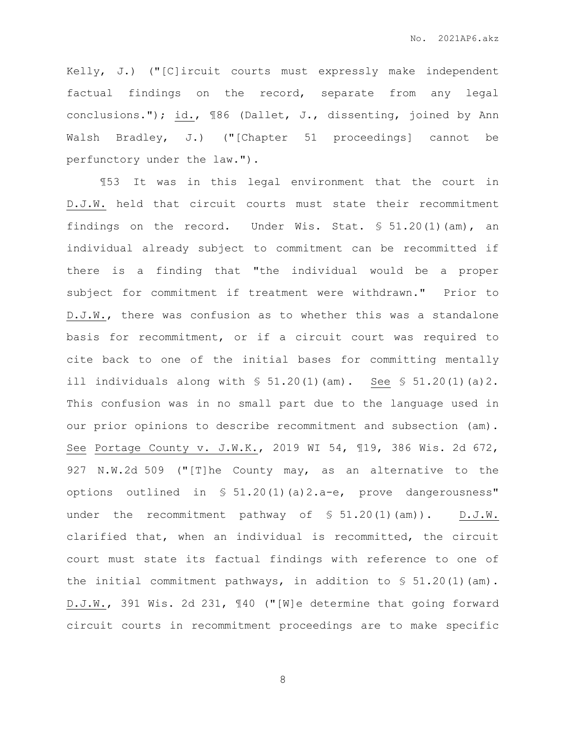Kelly, J.) ("[C]ircuit courts must expressly make independent factual findings on the record, separate from any legal conclusions."); id., ¶86 (Dallet, J., dissenting, joined by Ann Walsh Bradley, J.) ("[Chapter 51 proceedings] cannot be perfunctory under the law.").

¶53 It was in this legal environment that the court in D.J.W. held that circuit courts must state their recommitment findings on the record. Under Wis. Stat. § 51.20(1)(am), an individual already subject to commitment can be recommitted if there is a finding that "the individual would be a proper subject for commitment if treatment were withdrawn." Prior to D.J.W., there was confusion as to whether this was a standalone basis for recommitment, or if a circuit court was required to cite back to one of the initial bases for committing mentally ill individuals along with § 51.20(1)(am). See § 51.20(1)(a)2. This confusion was in no small part due to the language used in our prior opinions to describe recommitment and subsection (am). See Portage County v. J.W.K., 2019 WI 54, ¶19, 386 Wis. 2d 672, 927 N.W.2d 509 ("[T]he County may, as an alternative to the options outlined in § 51.20(1)(a)2.a-e, prove dangerousness" under the recommitment pathway of § 51.20(1)(am)). D.J.W. clarified that, when an individual is recommitted, the circuit court must state its factual findings with reference to one of the initial commitment pathways, in addition to § 51.20(1)(am). D.J.W., 391 Wis. 2d 231, ¶40 ("[W]e determine that going forward circuit courts in recommitment proceedings are to make specific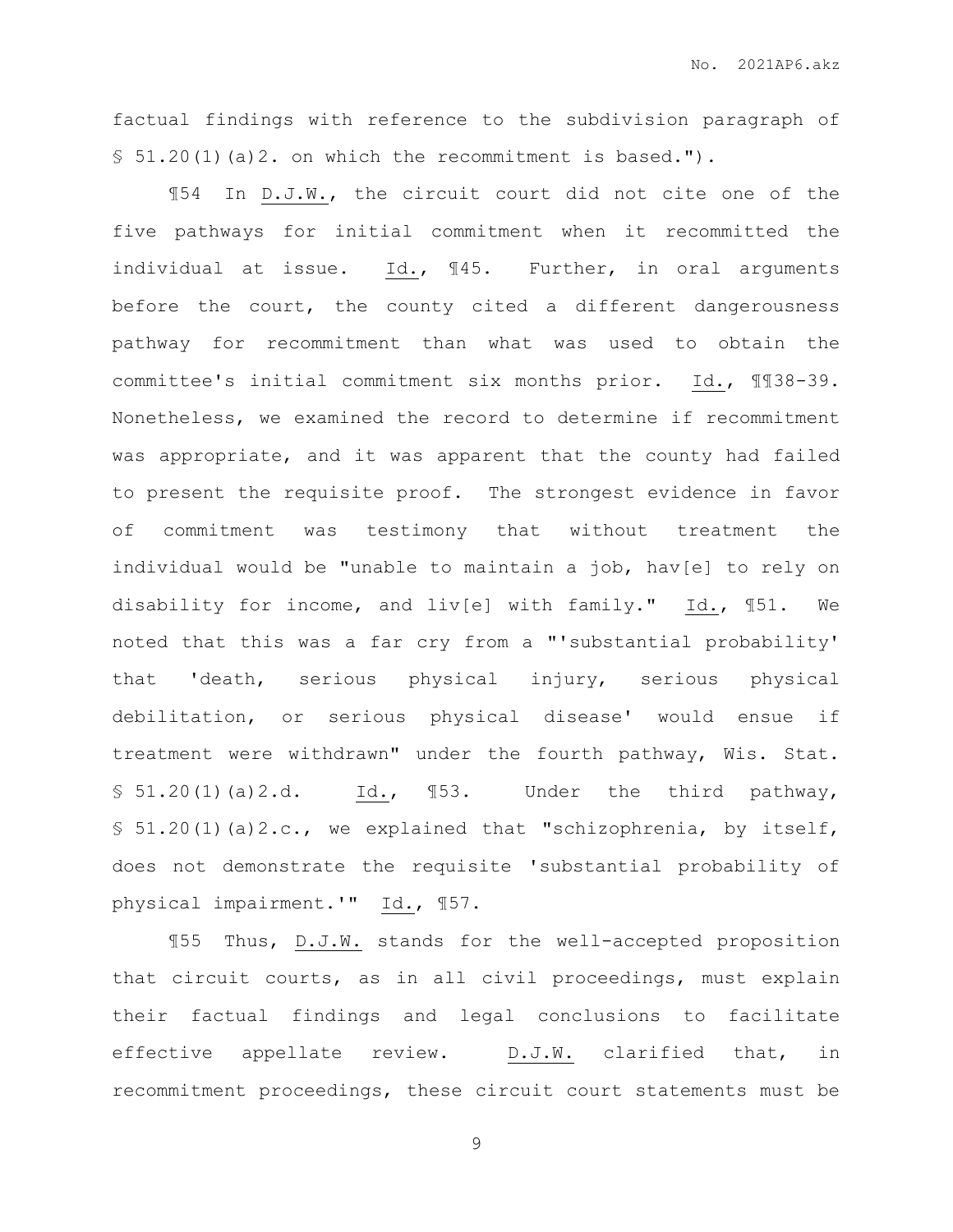factual findings with reference to the subdivision paragraph of § 51.20(1)(a)2. on which the recommitment is based.").

¶54 In D.J.W., the circuit court did not cite one of the five pathways for initial commitment when it recommitted the individual at issue. Id., ¶45. Further, in oral arguments before the court, the county cited a different dangerousness pathway for recommitment than what was used to obtain the committee's initial commitment six months prior. Id., ¶¶38-39. Nonetheless, we examined the record to determine if recommitment was appropriate, and it was apparent that the county had failed to present the requisite proof. The strongest evidence in favor of commitment was testimony that without treatment the individual would be "unable to maintain a job, hav[e] to rely on disability for income, and liv[e] with family." Id., ¶51. We noted that this was a far cry from a "'substantial probability' that 'death, serious physical injury, serious physical debilitation, or serious physical disease' would ensue if treatment were withdrawn" under the fourth pathway, Wis. Stat. § 51.20(1)(a)2.d. Id., ¶53. Under the third pathway, § 51.20(1)(a)2.c., we explained that "schizophrenia, by itself, does not demonstrate the requisite 'substantial probability of physical impairment.'" Id., ¶57.

¶55 Thus, D.J.W. stands for the well-accepted proposition that circuit courts, as in all civil proceedings, must explain their factual findings and legal conclusions to facilitate effective appellate review. D.J.W. clarified that, in recommitment proceedings, these circuit court statements must be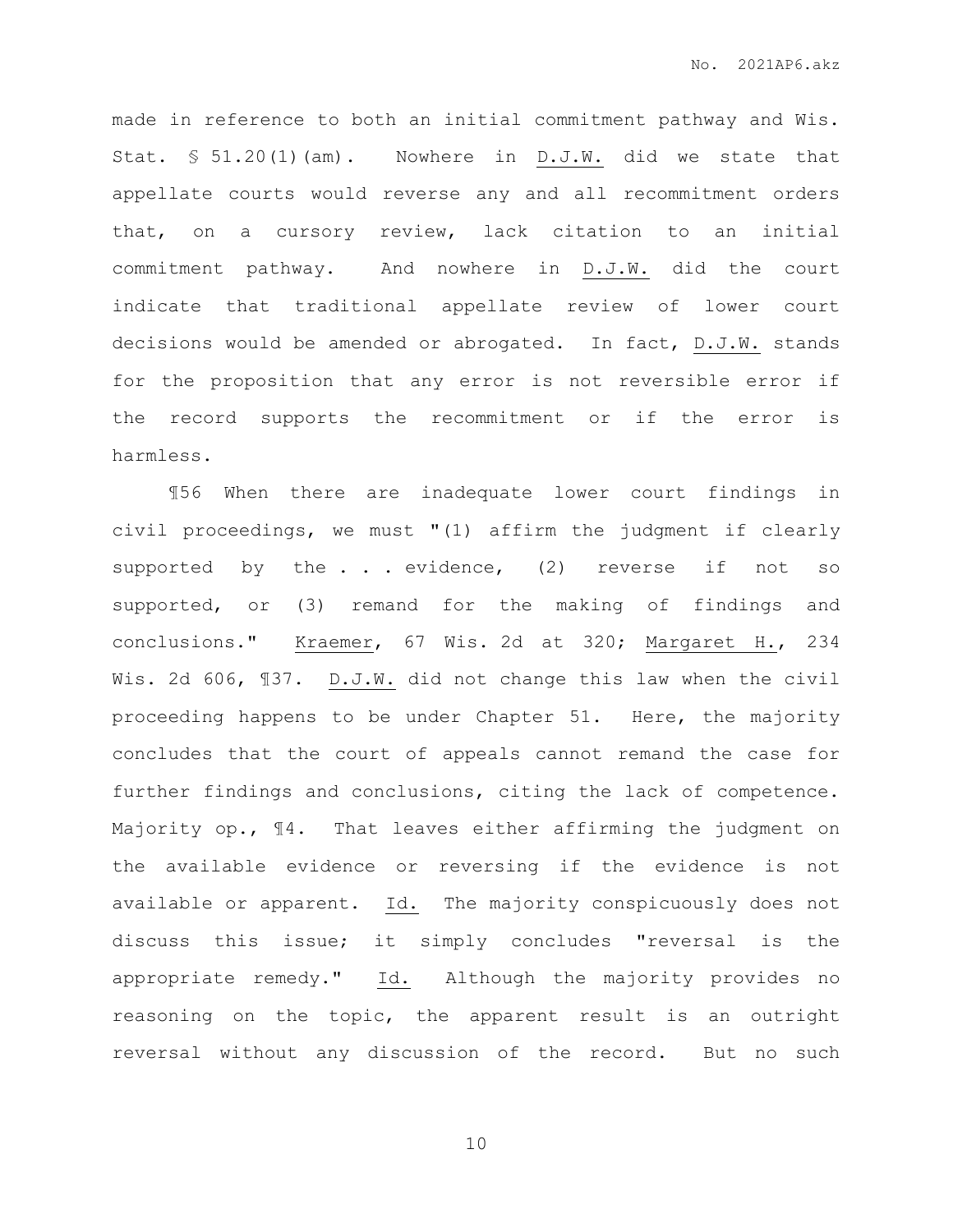made in reference to both an initial commitment pathway and Wis. Stat. § 51.20(1)(am). Nowhere in D.J.W. did we state that appellate courts would reverse any and all recommitment orders that, on a cursory review, lack citation to an initial commitment pathway. And nowhere in D.J.W. did the court indicate that traditional appellate review of lower court decisions would be amended or abrogated. In fact, D.J.W. stands for the proposition that any error is not reversible error if the record supports the recommitment or if the error is harmless.

¶56 When there are inadequate lower court findings in civil proceedings, we must "(1) affirm the judgment if clearly supported by the . . . evidence, (2) reverse if not so supported, or (3) remand for the making of findings and conclusions." Kraemer, 67 Wis. 2d at 320; Margaret H., 234 Wis. 2d 606, ¶37. D.J.W. did not change this law when the civil proceeding happens to be under Chapter 51. Here, the majority concludes that the court of appeals cannot remand the case for further findings and conclusions, citing the lack of competence. Majority op., ¶4. That leaves either affirming the judgment on the available evidence or reversing if the evidence is not available or apparent. Id. The majority conspicuously does not discuss this issue; it simply concludes "reversal is the appropriate remedy." Id. Although the majority provides no reasoning on the topic, the apparent result is an outright reversal without any discussion of the record. But no such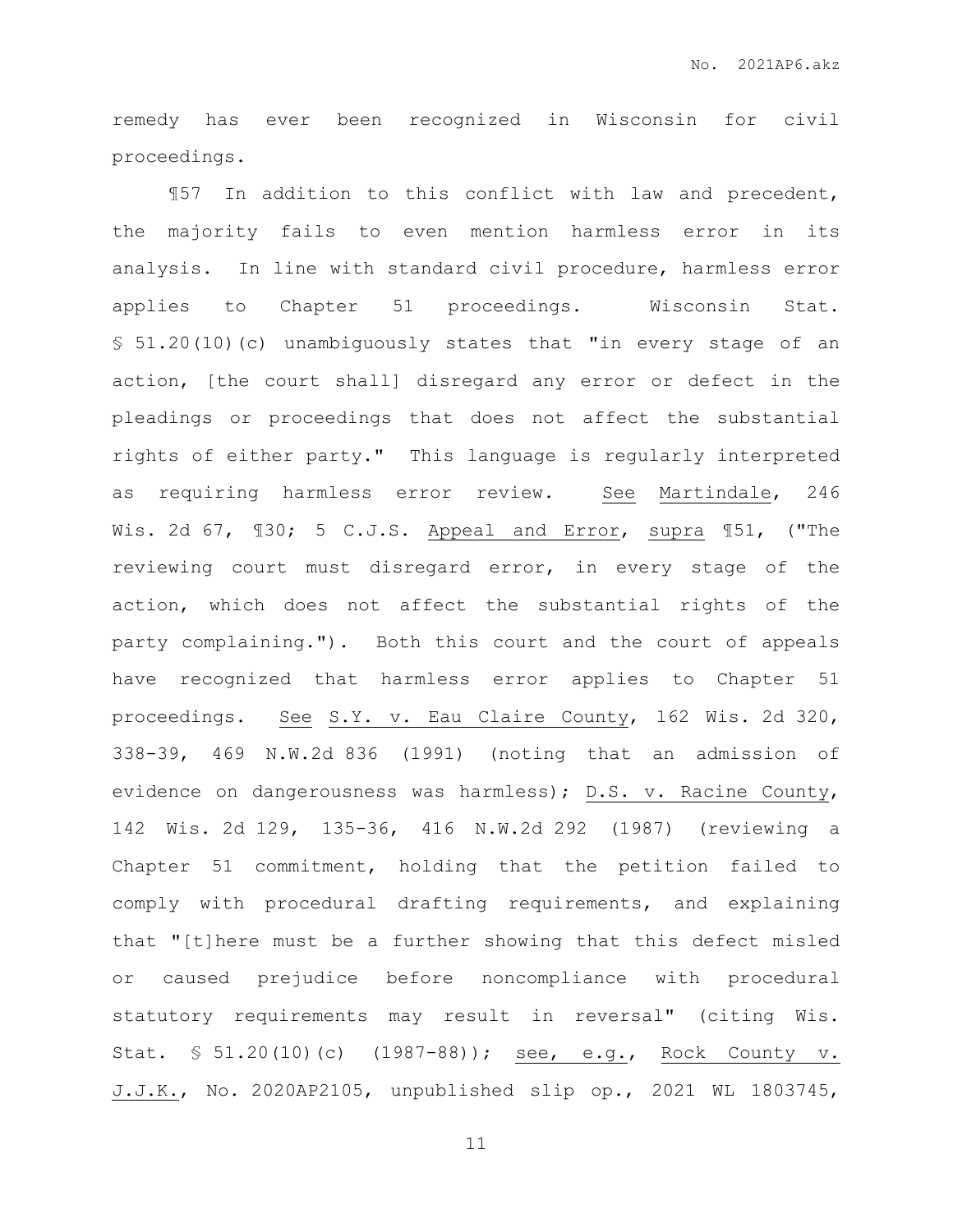remedy has ever been recognized in Wisconsin for civil proceedings.

¶57 In addition to this conflict with law and precedent, the majority fails to even mention harmless error in its analysis. In line with standard civil procedure, harmless error applies to Chapter 51 proceedings. Wisconsin Stat. § 51.20(10)(c) unambiguously states that "in every stage of an action, [the court shall] disregard any error or defect in the pleadings or proceedings that does not affect the substantial rights of either party." This language is regularly interpreted as requiring harmless error review. See Martindale, 246 Wis. 2d 67, ¶30; 5 C.J.S. Appeal and Error, supra ¶51, ("The reviewing court must disregard error, in every stage of the action, which does not affect the substantial rights of the party complaining."). Both this court and the court of appeals have recognized that harmless error applies to Chapter 51 proceedings. See S.Y. v. Eau Claire County, 162 Wis. 2d 320, 338-39, 469 N.W.2d 836 (1991) (noting that an admission of evidence on dangerousness was harmless); D.S. v. Racine County, 142 Wis. 2d 129, 135-36, 416 N.W.2d 292 (1987) (reviewing a Chapter 51 commitment, holding that the petition failed to comply with procedural drafting requirements, and explaining that "[t]here must be a further showing that this defect misled or caused prejudice before noncompliance with procedural statutory requirements may result in reversal" (citing Wis. Stat. § 51.20(10)(c) (1987-88)); see, e.g., Rock County v. J.J.K., No. 2020AP2105, unpublished slip op., 2021 WL 1803745,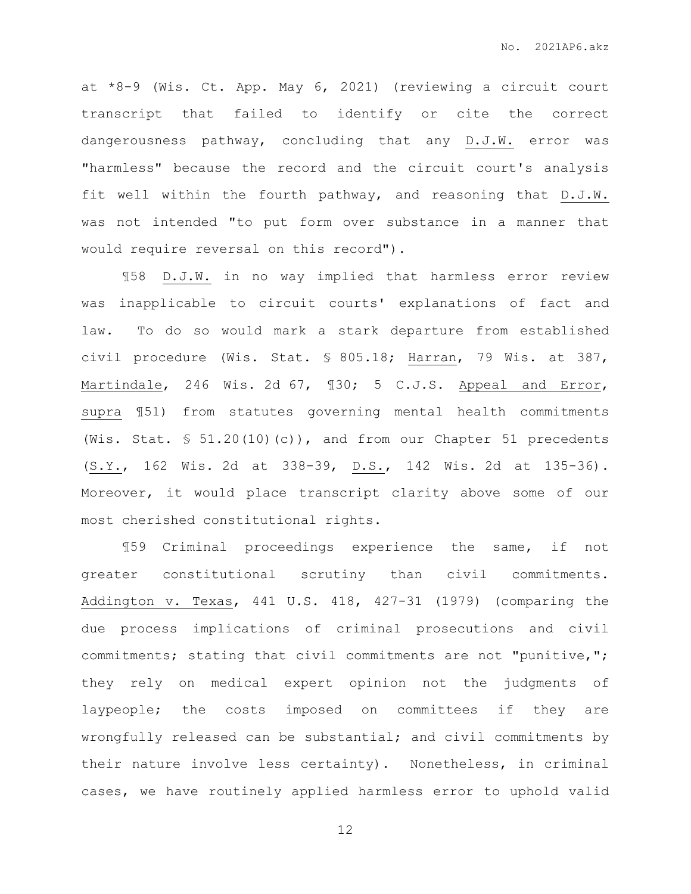at *8-9 (Wis. Ct. App. May 6, 2021) (reviewing a circuit court transcript that failed to identify or cite the correct dangerousness pathway, concluding that any D.J.W. error was "harmless" because the record and the circuit court's analysis fit well within the fourth pathway, and reasoning that D.J.W. was not intended "to put form over substance in a manner that would require reversal on this record").

¶58 D.J.W. in no way implied that harmless error review was inapplicable to circuit courts' explanations of fact and law. To do so would mark a stark departure from established civil procedure (Wis. Stat. § 805.18; Harran, 79 Wis. at 387, Martindale, 246 Wis. 2d 67, ¶30; 5 C.J.S. Appeal and Error, supra ¶51) from statutes governing mental health commitments (Wis. Stat. § 51.20(10)(c)), and from our Chapter 51 precedents (S.Y., 162 Wis. 2d at 338-39, D.S., 142 Wis. 2d at 135-36). Moreover, it would place transcript clarity above some of our most cherished constitutional rights.

¶59 Criminal proceedings experience the same, if not greater constitutional scrutiny than civil commitments. Addington v. Texas, 441 U.S. 418, 427-31 (1979) (comparing the due process implications of criminal prosecutions and civil commitments; stating that civil commitments are not "punitive,"; they rely on medical expert opinion not the judgments of laypeople; the costs imposed on committees if they are wrongfully released can be substantial; and civil commitments by their nature involve less certainty). Nonetheless, in criminal cases, we have routinely applied harmless error to uphold valid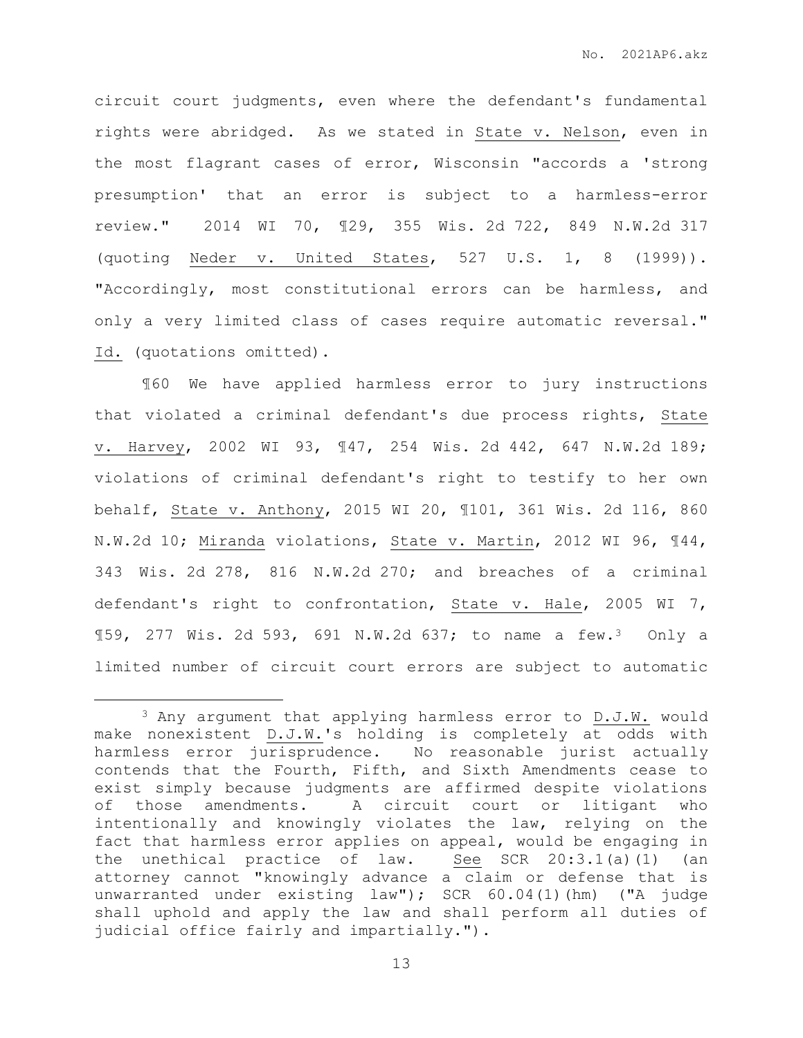circuit court judgments, even where the defendant's fundamental rights were abridged. As we stated in State v. Nelson, even in the most flagrant cases of error, Wisconsin "accords a 'strong presumption' that an error is subject to a harmless-error review." 2014 WI 70, ¶29, 355 Wis. 2d 722, 849 N.W.2d 317 (quoting Neder v. United States, 527 U.S. 1, 8 (1999)). "Accordingly, most constitutional errors can be harmless, and only a very limited class of cases require automatic reversal." Id. (quotations omitted).

¶60 We have applied harmless error to jury instructions that violated a criminal defendant's due process rights, State v. Harvey, 2002 WI 93, ¶47, 254 Wis. 2d 442, 647 N.W.2d 189; violations of criminal defendant's right to testify to her own behalf, State v. Anthony, 2015 WI 20, ¶101, 361 Wis. 2d 116, 860 N.W.2d 10; Miranda violations, State v. Martin, 2012 WI 96, ¶44, 343 Wis. 2d 278, 816 N.W.2d 270; and breaches of a criminal defendant's right to confrontation, State v. Hale, 2005 WI 7, ¶59, 277 Wis. 2d 593, 691 N.W.2d 637; to name a few.[3] Only a limited number of circuit court errors are subject to automatic

---

[3] Any argument that applying harmless error to D.J.W. would make nonexistent D.J.W.'s holding is completely at odds with harmless error jurisprudence. No reasonable jurist actually contends that the Fourth, Fifth, and Sixth Amendments cease to exist simply because judgments are affirmed despite violations of those amendments. A circuit court or litigant who intentionally and knowingly violates the law, relying on the fact that harmless error applies on appeal, would be engaging in the unethical practice of law. See SCR 20:3.1(a)(1) (an attorney cannot "knowingly advance a claim or defense that is unwarranted under existing law"); SCR 60.04(1)(hm) ("A judge shall uphold and apply the law and shall perform all duties of judicial office fairly and impartially.").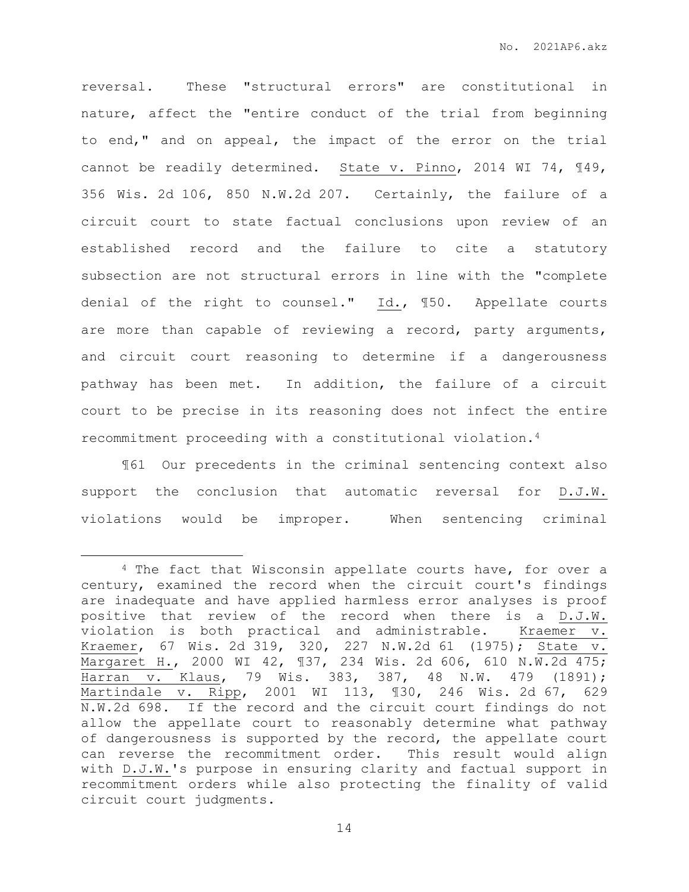reversal. These "structural errors" are constitutional in nature, affect the "entire conduct of the trial from beginning to end," and on appeal, the impact of the error on the trial cannot be readily determined. State v. Pinno, 2014 WI 74, ¶49, 356 Wis. 2d 106, 850 N.W.2d 207. Certainly, the failure of a circuit court to state factual conclusions upon review of an established record and the failure to cite a statutory subsection are not structural errors in line with the "complete denial of the right to counsel." Id., ¶50. Appellate courts are more than capable of reviewing a record, party arguments, and circuit court reasoning to determine if a dangerousness pathway has been met. In addition, the failure of a circuit court to be precise in its reasoning does not infect the entire recommitment proceeding with a constitutional violation.[4]

¶61 Our precedents in the criminal sentencing context also support the conclusion that automatic reversal for D.J.W. violations would be improper. When sentencing criminal

---

[4] The fact that Wisconsin appellate courts have, for over a century, examined the record when the circuit court's findings are inadequate and have applied harmless error analyses is proof positive that review of the record when there is a D.J.W. violation is both practical and administrable. Kraemer v. Kraemer, 67 Wis. 2d 319, 320, 227 N.W.2d 61 (1975); State v. Margaret H., 2000 WI 42, ¶37, 234 Wis. 2d 606, 610 N.W.2d 475; Harran v. Klaus, 79 Wis. 383, 387, 48 N.W. 479 (1891); Martindale v. Ripp, 2001 WI 113, ¶30, 246 Wis. 2d 67, 629 N.W.2d 698. If the record and the circuit court findings do not allow the appellate court to reasonably determine what pathway of dangerousness is supported by the record, the appellate court can reverse the recommitment order. This result would align with D.J.W.'s purpose in ensuring clarity and factual support in recommitment orders while also protecting the finality of valid circuit court judgments.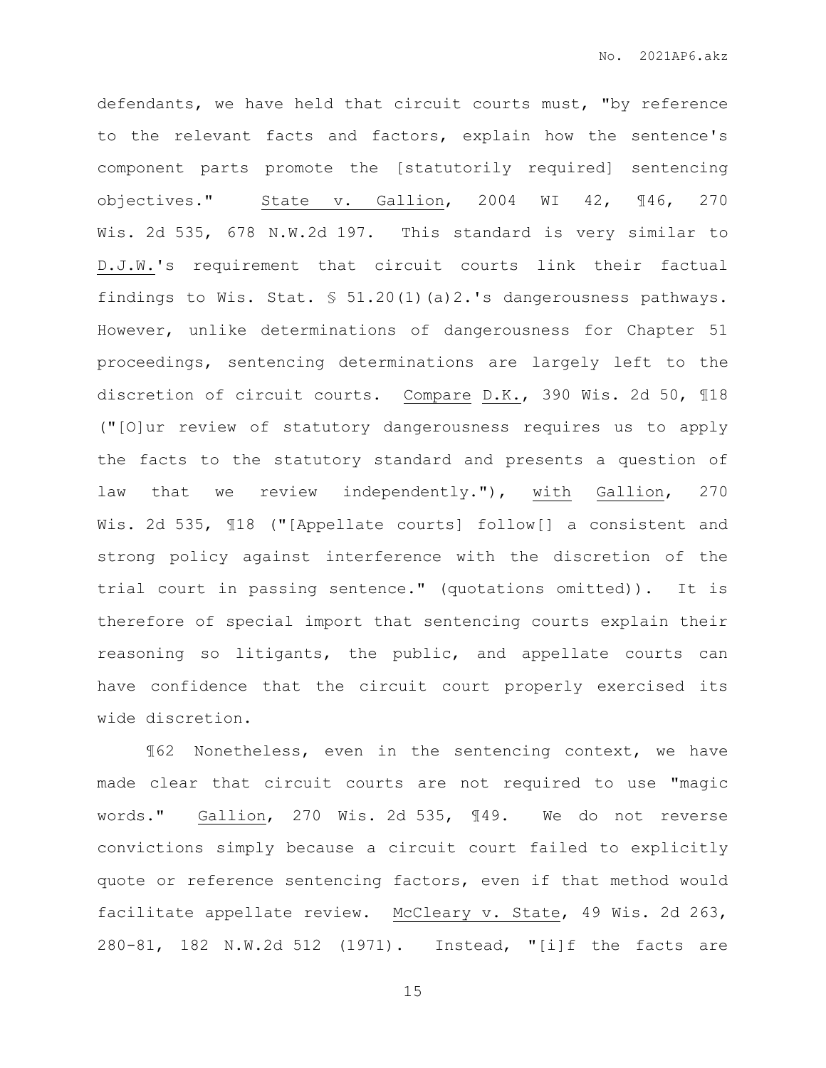defendants, we have held that circuit courts must, "by reference to the relevant facts and factors, explain how the sentence's component parts promote the [statutorily required] sentencing objectives." State v. Gallion, 2004 WI 42, ¶46, 270 Wis. 2d 535, 678 N.W.2d 197. This standard is very similar to D.J.W.'s requirement that circuit courts link their factual findings to Wis. Stat. § 51.20(1)(a)2.'s dangerousness pathways. However, unlike determinations of dangerousness for Chapter 51 proceedings, sentencing determinations are largely left to the discretion of circuit courts. Compare D.K., 390 Wis. 2d 50, ¶18 ("[O]ur review of statutory dangerousness requires us to apply the facts to the statutory standard and presents a question of law that we review independently."), with Gallion, 270 Wis. 2d 535, ¶18 ("[Appellate courts] follow[] a consistent and strong policy against interference with the discretion of the trial court in passing sentence." (quotations omitted)). It is therefore of special import that sentencing courts explain their reasoning so litigants, the public, and appellate courts can have confidence that the circuit court properly exercised its wide discretion.

¶62 Nonetheless, even in the sentencing context, we have made clear that circuit courts are not required to use "magic words." Gallion, 270 Wis. 2d 535, ¶49. We do not reverse convictions simply because a circuit court failed to explicitly quote or reference sentencing factors, even if that method would facilitate appellate review. McCleary v. State, 49 Wis. 2d 263, 280-81, 182 N.W.2d 512 (1971). Instead, "[i]f the facts are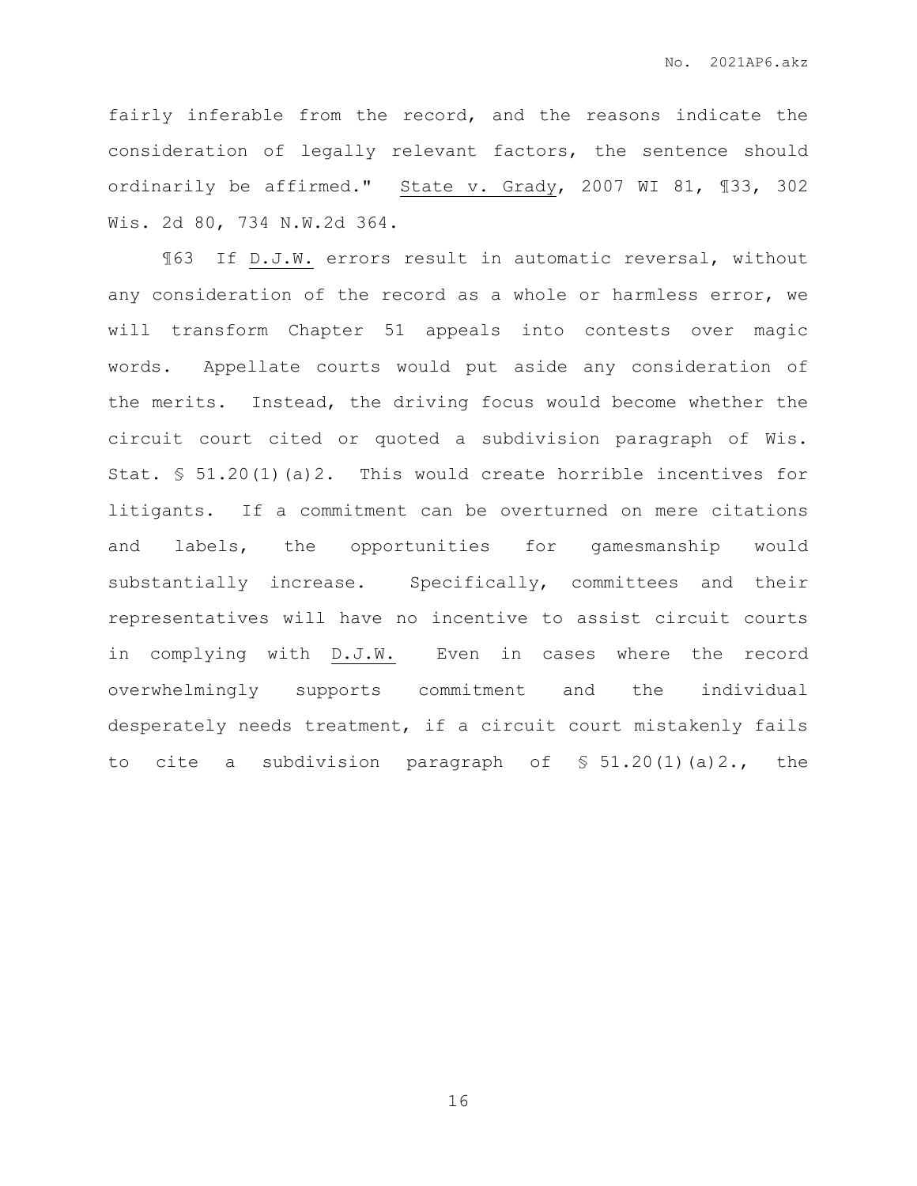fairly inferable from the record, and the reasons indicate the consideration of legally relevant factors, the sentence should ordinarily be affirmed." State v. Grady, 2007 WI 81, ¶33, 302 Wis. 2d 80, 734 N.W.2d 364.

¶63 If D.J.W. errors result in automatic reversal, without any consideration of the record as a whole or harmless error, we will transform Chapter 51 appeals into contests over magic words. Appellate courts would put aside any consideration of the merits. Instead, the driving focus would become whether the circuit court cited or quoted a subdivision paragraph of Wis. Stat. § 51.20(1)(a)2. This would create horrible incentives for litigants. If a commitment can be overturned on mere citations and labels, the opportunities for gamesmanship would substantially increase. Specifically, committees and their representatives will have no incentive to assist circuit courts in complying with D.J.W. Even in cases where the record overwhelmingly supports commitment and the individual desperately needs treatment, if a circuit court mistakenly fails to cite a subdivision paragraph of § 51.20(1)(a)2., the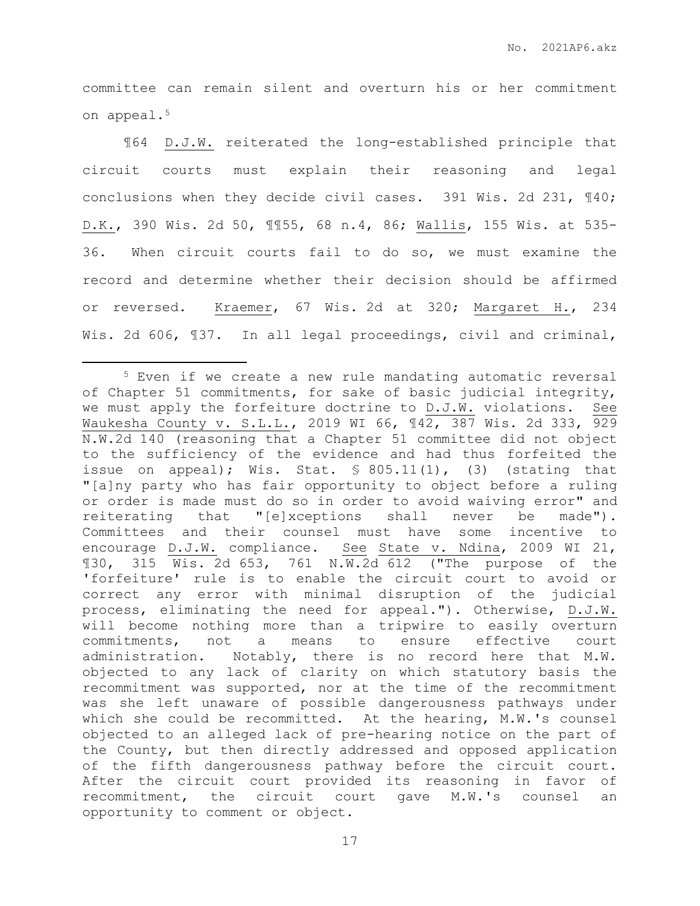committee can remain silent and overturn his or her commitment on appeal.[5]

¶64 D.J.W. reiterated the long-established principle that circuit courts must explain their reasoning and legal conclusions when they decide civil cases. 391 Wis. 2d 231, ¶40; D.K., 390 Wis. 2d 50, ¶¶55, 68 n.4, 86; Wallis, 155 Wis. at 535-36. When circuit courts fail to do so, we must examine the record and determine whether their decision should be affirmed or reversed. Kraemer, 67 Wis. 2d at 320; Margaret H., 234 Wis. 2d 606, ¶37. In all legal proceedings, civil and criminal,

---

[5] Even if we create a new rule mandating automatic reversal of Chapter 51 commitments, for sake of basic judicial integrity, we must apply the forfeiture doctrine to D.J.W. violations. See Waukesha County v. S.L.L., 2019 WI 66, ¶42, 387 Wis. 2d 333, 929 N.W.2d 140 (reasoning that a Chapter 51 committee did not object to the sufficiency of the evidence and had thus forfeited the issue on appeal); Wis. Stat. § 805.11(1), (3) (stating that "[a]ny party who has fair opportunity to object before a ruling or order is made must do so in order to avoid waiving error" and reiterating that "[e]xceptions shall never be made"). Committees and their counsel must have some incentive to encourage D.J.W. compliance. See State v. Ndina, 2009 WI 21, ¶30, 315 Wis. 2d 653, 761 N.W.2d 612 ("The purpose of the 'forfeiture' rule is to enable the circuit court to avoid or correct any error with minimal disruption of the judicial process, eliminating the need for appeal."). Otherwise, D.J.W. will become nothing more than a tripwire to easily overturn commitments, not a means to ensure effective court administration. Notably, there is no record here that M.W. objected to any lack of clarity on which statutory basis the recommitment was supported, nor at the time of the recommitment was she left unaware of possible dangerousness pathways under which she could be recommitted. At the hearing, M.W.'s counsel objected to an alleged lack of pre-hearing notice on the part of the County, but then directly addressed and opposed application of the fifth dangerousness pathway before the circuit court. After the circuit court provided its reasoning in favor of recommitment, the circuit court gave M.W.'s counsel an opportunity to comment or object.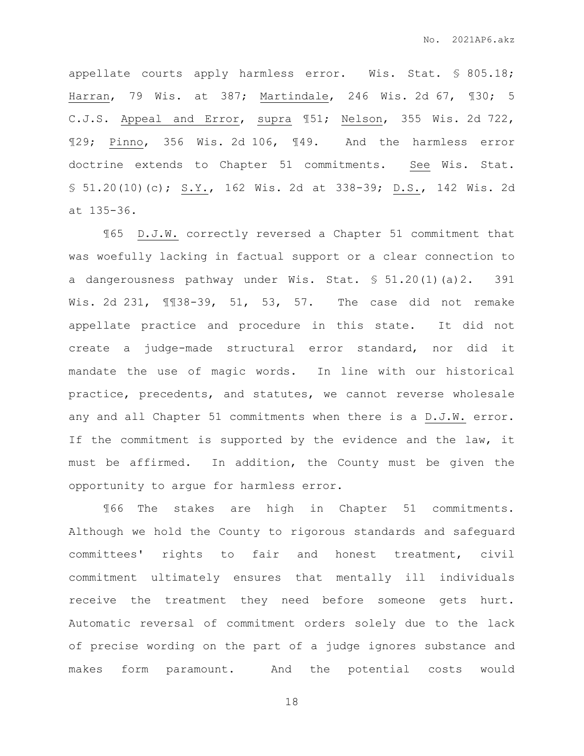appellate courts apply harmless error. Wis. Stat. § 805.18; Harran, 79 Wis. at 387; Martindale, 246 Wis. 2d 67, ¶30; 5 C.J.S. Appeal and Error, supra ¶51; Nelson, 355 Wis. 2d 722, ¶29; Pinno, 356 Wis. 2d 106, ¶49. And the harmless error doctrine extends to Chapter 51 commitments. See Wis. Stat. § 51.20(10)(c); S.Y., 162 Wis. 2d at 338-39; D.S., 142 Wis. 2d at 135-36.

¶65 D.J.W. correctly reversed a Chapter 51 commitment that was woefully lacking in factual support or a clear connection to a dangerousness pathway under Wis. Stat. § 51.20(1)(a)2. 391 Wis. 2d 231, ¶¶38-39, 51, 53, 57. The case did not remake appellate practice and procedure in this state. It did not create a judge-made structural error standard, nor did it mandate the use of magic words. In line with our historical practice, precedents, and statutes, we cannot reverse wholesale any and all Chapter 51 commitments when there is a D.J.W. error. If the commitment is supported by the evidence and the law, it must be affirmed. In addition, the County must be given the opportunity to argue for harmless error.

¶66 The stakes are high in Chapter 51 commitments. Although we hold the County to rigorous standards and safeguard committees' rights to fair and honest treatment, civil commitment ultimately ensures that mentally ill individuals receive the treatment they need before someone gets hurt. Automatic reversal of commitment orders solely due to the lack of precise wording on the part of a judge ignores substance and makes form paramount. And the potential costs would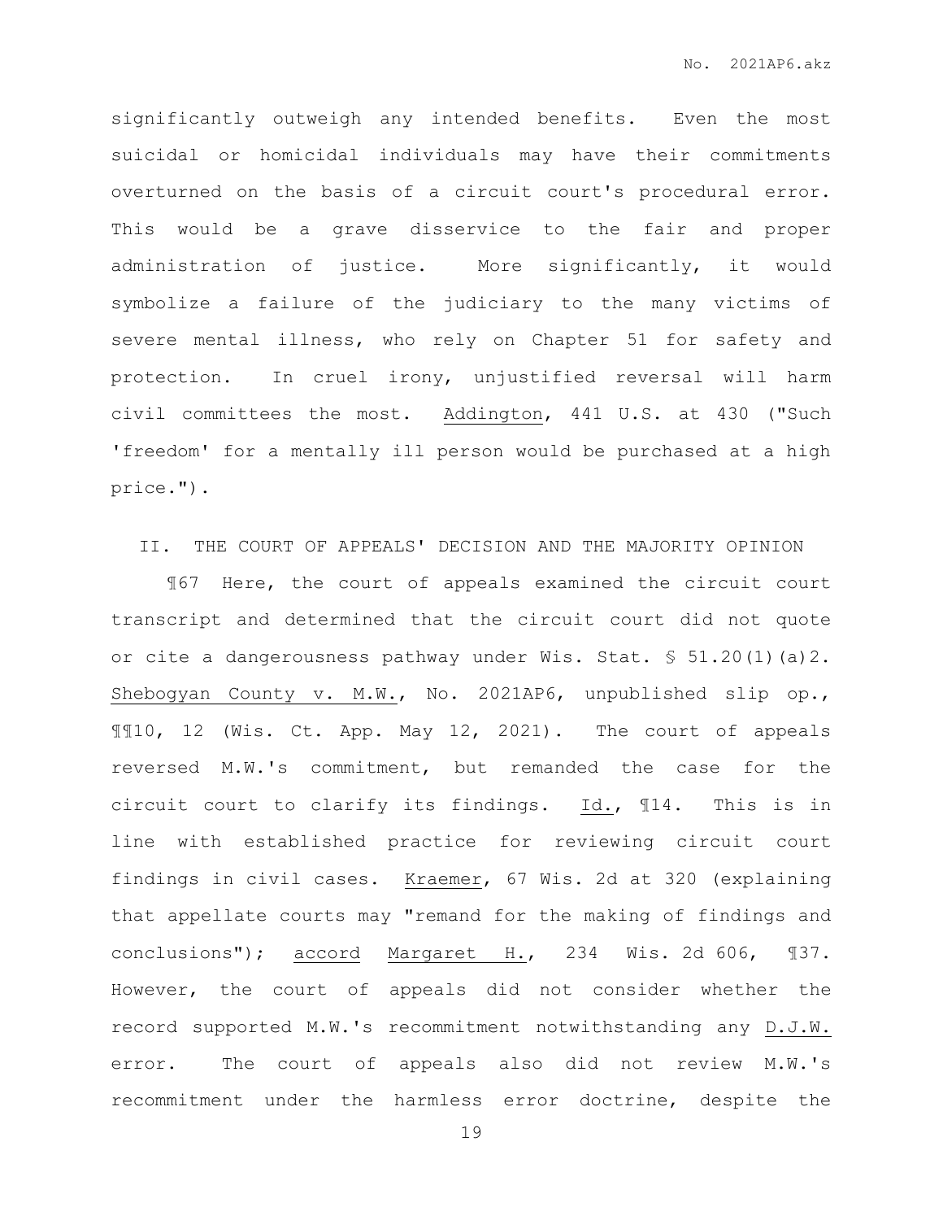significantly outweigh any intended benefits. Even the most suicidal or homicidal individuals may have their commitments overturned on the basis of a circuit court's procedural error. This would be a grave disservice to the fair and proper administration of justice. More significantly, it would symbolize a failure of the judiciary to the many victims of severe mental illness, who rely on Chapter 51 for safety and protection. In cruel irony, unjustified reversal will harm civil committees the most. Addington, 441 U.S. at 430 ("Such 'freedom' for a mentally ill person would be purchased at a high price.").

## II. THE COURT OF APPEALS' DECISION AND THE MAJORITY OPINION

¶67 Here, the court of appeals examined the circuit court transcript and determined that the circuit court did not quote or cite a dangerousness pathway under Wis. Stat. § 51.20(1)(a)2. Shebogyan County v. M.W., No. 2021AP6, unpublished slip op., ¶¶10, 12 (Wis. Ct. App. May 12, 2021). The court of appeals reversed M.W.'s commitment, but remanded the case for the circuit court to clarify its findings. Id., ¶14. This is in line with established practice for reviewing circuit court findings in civil cases. Kraemer, 67 Wis. 2d at 320 (explaining that appellate courts may "remand for the making of findings and conclusions"); accord Margaret H., 234 Wis. 2d 606, ¶37. However, the court of appeals did not consider whether the record supported M.W.'s recommitment notwithstanding any D.J.W. error. The court of appeals also did not review M.W.'s recommitment under the harmless error doctrine, despite the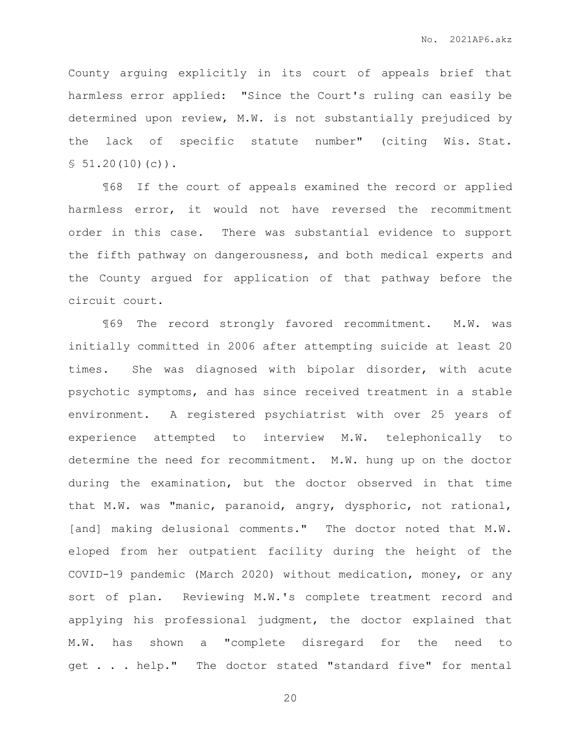County arguing explicitly in its court of appeals brief that harmless error applied: "Since the Court's ruling can easily be determined upon review, M.W. is not substantially prejudiced by the lack of specific statute number" (citing Wis. Stat. § 51.20(10)(c)).

¶68 If the court of appeals examined the record or applied harmless error, it would not have reversed the recommitment order in this case. There was substantial evidence to support the fifth pathway on dangerousness, and both medical experts and the County argued for application of that pathway before the circuit court.

¶69 The record strongly favored recommitment. M.W. was initially committed in 2006 after attempting suicide at least 20 times. She was diagnosed with bipolar disorder, with acute psychotic symptoms, and has since received treatment in a stable environment. A registered psychiatrist with over 25 years of experience attempted to interview M.W. telephonically to determine the need for recommitment. M.W. hung up on the doctor during the examination, but the doctor observed in that time that M.W. was "manic, paranoid, angry, dysphoric, not rational, [and] making delusional comments." The doctor noted that M.W. eloped from her outpatient facility during the height of the COVID-19 pandemic (March 2020) without medication, money, or any sort of plan. Reviewing M.W.'s complete treatment record and applying his professional judgment, the doctor explained that M.W. has shown a "complete disregard for the need to get . . . help." The doctor stated "standard five" for mental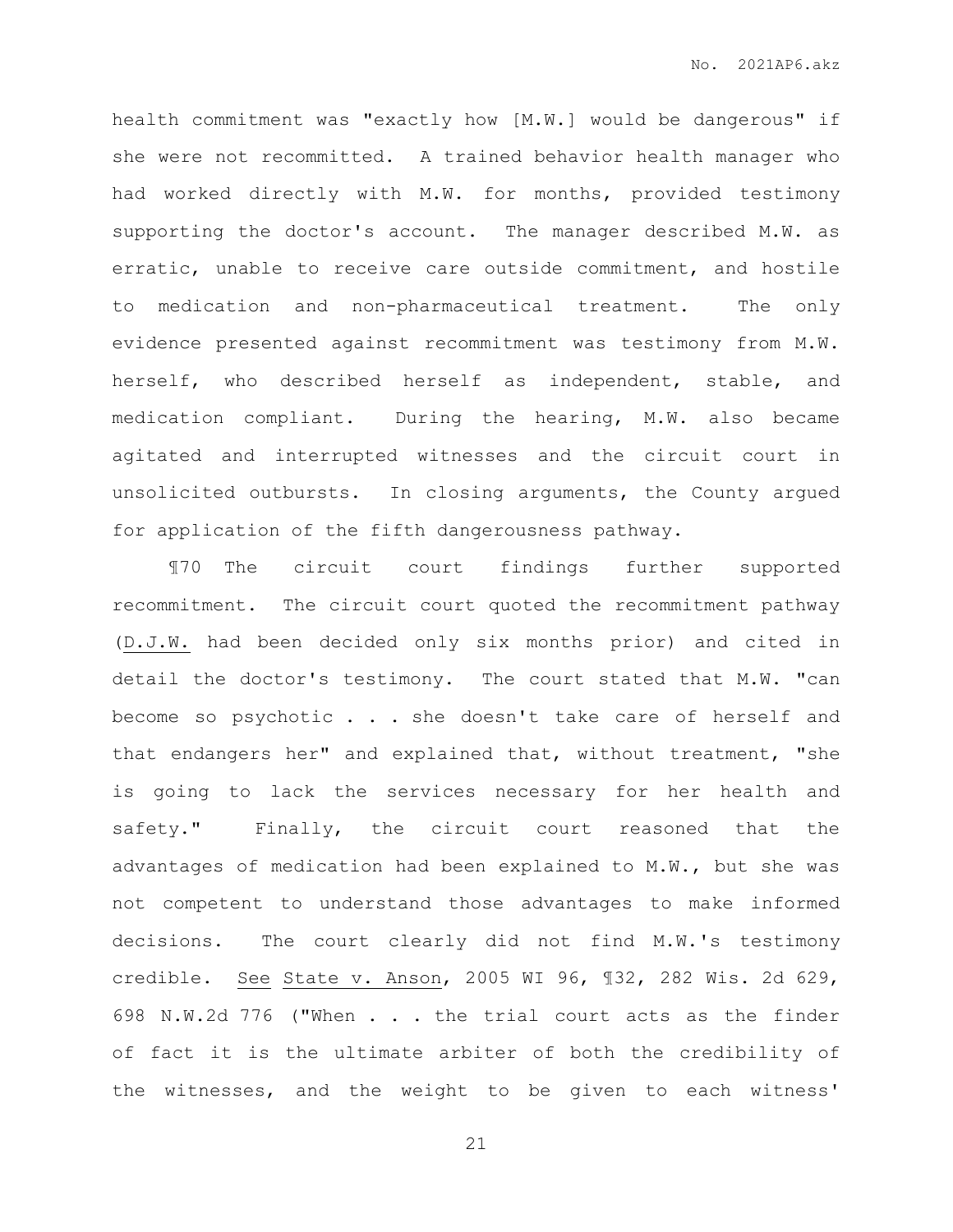health commitment was "exactly how [M.W.] would be dangerous" if she were not recommitted. A trained behavior health manager who had worked directly with M.W. for months, provided testimony supporting the doctor's account. The manager described M.W. as erratic, unable to receive care outside commitment, and hostile to medication and non-pharmaceutical treatment. The only evidence presented against recommitment was testimony from M.W. herself, who described herself as independent, stable, and medication compliant. During the hearing, M.W. also became agitated and interrupted witnesses and the circuit court in unsolicited outbursts. In closing arguments, the County argued for application of the fifth dangerousness pathway.

¶70 The circuit court findings further supported recommitment. The circuit court quoted the recommitment pathway (D.J.W. had been decided only six months prior) and cited in detail the doctor's testimony. The court stated that M.W. "can become so psychotic . . . she doesn't take care of herself and that endangers her" and explained that, without treatment, "she is going to lack the services necessary for her health and safety." Finally, the circuit court reasoned that the advantages of medication had been explained to M.W., but she was not competent to understand those advantages to make informed decisions. The court clearly did not find M.W.'s testimony credible. See State v. Anson, 2005 WI 96, ¶32, 282 Wis. 2d 629, 698 N.W.2d 776 ("When . . . the trial court acts as the finder of fact it is the ultimate arbiter of both the credibility of the witnesses, and the weight to be given to each witness'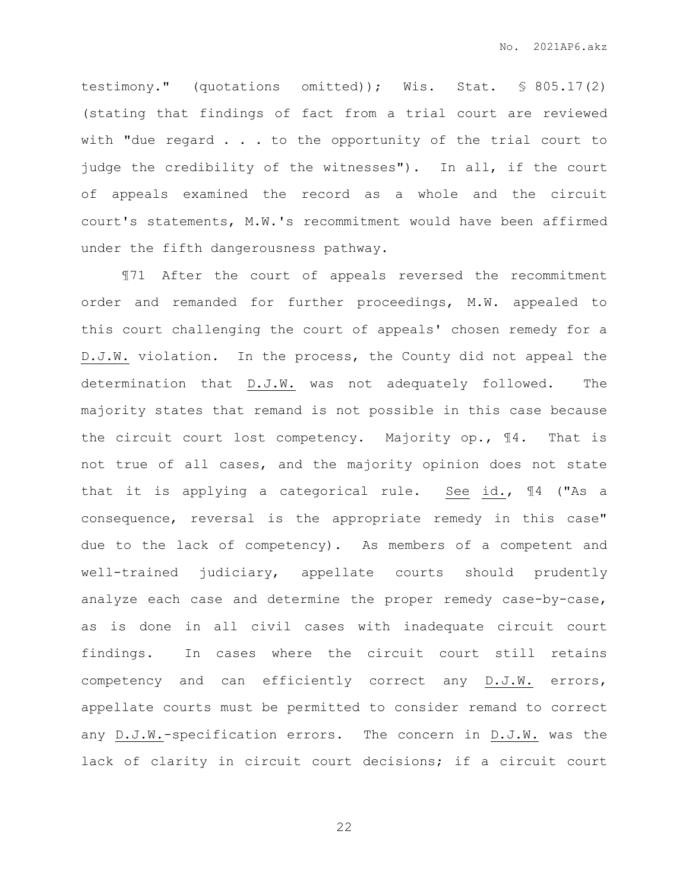testimony." (quotations omitted)); Wis. Stat. § 805.17(2) (stating that findings of fact from a trial court are reviewed with "due regard . . . to the opportunity of the trial court to judge the credibility of the witnesses"). In all, if the court of appeals examined the record as a whole and the circuit court's statements, M.W.'s recommitment would have been affirmed under the fifth dangerousness pathway.

¶71 After the court of appeals reversed the recommitment order and remanded for further proceedings, M.W. appealed to this court challenging the court of appeals' chosen remedy for a D.J.W. violation. In the process, the County did not appeal the determination that D.J.W. was not adequately followed. The majority states that remand is not possible in this case because the circuit court lost competency. Majority op., ¶4. That is not true of all cases, and the majority opinion does not state that it is applying a categorical rule. See id., ¶4 ("As a consequence, reversal is the appropriate remedy in this case" due to the lack of competency). As members of a competent and well-trained judiciary, appellate courts should prudently analyze each case and determine the proper remedy case-by-case, as is done in all civil cases with inadequate circuit court findings. In cases where the circuit court still retains competency and can efficiently correct any D.J.W. errors, appellate courts must be permitted to consider remand to correct any D.J.W.-specification errors. The concern in D.J.W. was the lack of clarity in circuit court decisions; if a circuit court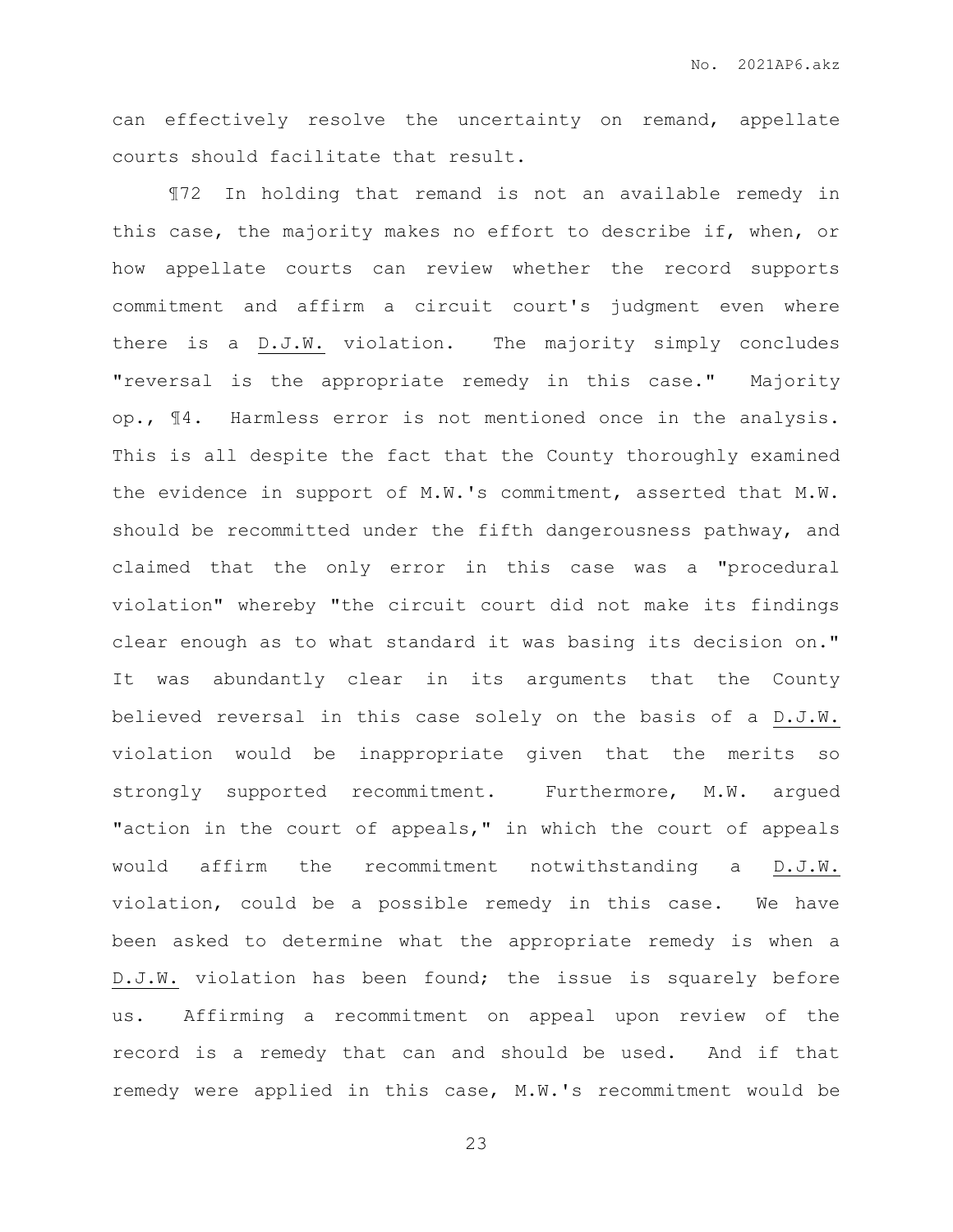can effectively resolve the uncertainty on remand, appellate courts should facilitate that result.

¶72 In holding that remand is not an available remedy in this case, the majority makes no effort to describe if, when, or how appellate courts can review whether the record supports commitment and affirm a circuit court's judgment even where there is a D.J.W. violation. The majority simply concludes "reversal is the appropriate remedy in this case." Majority op., ¶4. Harmless error is not mentioned once in the analysis. This is all despite the fact that the County thoroughly examined the evidence in support of M.W.'s commitment, asserted that M.W. should be recommitted under the fifth dangerousness pathway, and claimed that the only error in this case was a "procedural violation" whereby "the circuit court did not make its findings clear enough as to what standard it was basing its decision on." It was abundantly clear in its arguments that the County believed reversal in this case solely on the basis of a D.J.W. violation would be inappropriate given that the merits so strongly supported recommitment. Furthermore, M.W. argued "action in the court of appeals," in which the court of appeals would affirm the recommitment notwithstanding a D.J.W. violation, could be a possible remedy in this case. We have been asked to determine what the appropriate remedy is when a D.J.W. violation has been found; the issue is squarely before us. Affirming a recommitment on appeal upon review of the record is a remedy that can and should be used. And if that remedy were applied in this case, M.W.'s recommitment would be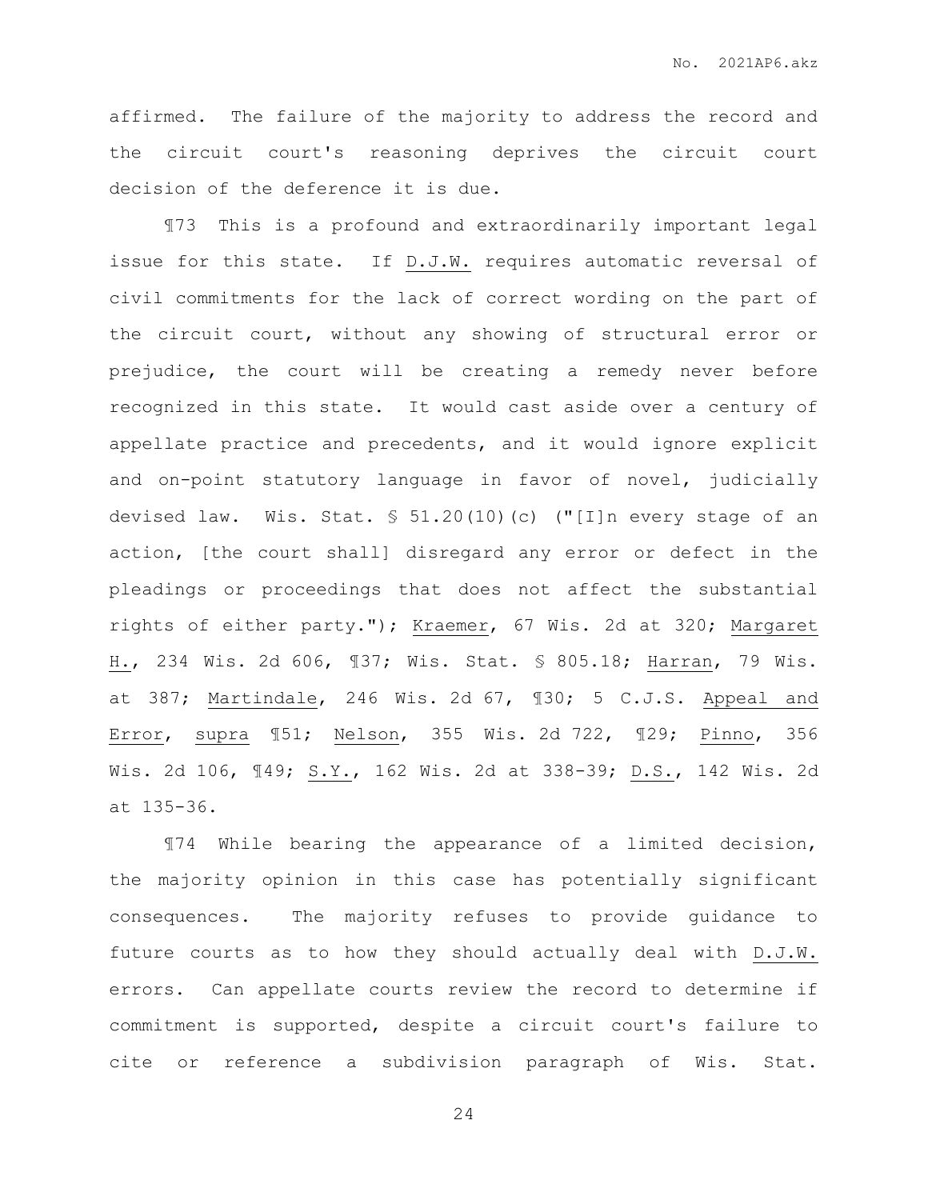affirmed. The failure of the majority to address the record and the circuit court's reasoning deprives the circuit court decision of the deference it is due.

¶73 This is a profound and extraordinarily important legal issue for this state. If D.J.W. requires automatic reversal of civil commitments for the lack of correct wording on the part of the circuit court, without any showing of structural error or prejudice, the court will be creating a remedy never before recognized in this state. It would cast aside over a century of appellate practice and precedents, and it would ignore explicit and on-point statutory language in favor of novel, judicially devised law. Wis. Stat. § 51.20(10)(c) ("[I]n every stage of an action, [the court shall] disregard any error or defect in the pleadings or proceedings that does not affect the substantial rights of either party."); Kraemer, 67 Wis. 2d at 320; Margaret H., 234 Wis. 2d 606, ¶37; Wis. Stat. § 805.18; Harran, 79 Wis. at 387; Martindale, 246 Wis. 2d 67, ¶30; 5 C.J.S. Appeal and Error, supra ¶51; Nelson, 355 Wis. 2d 722, ¶29; Pinno, 356 Wis. 2d 106, ¶49; S.Y., 162 Wis. 2d at 338-39; D.S., 142 Wis. 2d at 135-36.

¶74 While bearing the appearance of a limited decision, the majority opinion in this case has potentially significant consequences. The majority refuses to provide guidance to future courts as to how they should actually deal with D.J.W. errors. Can appellate courts review the record to determine if commitment is supported, despite a circuit court's failure to cite or reference a subdivision paragraph of Wis. Stat.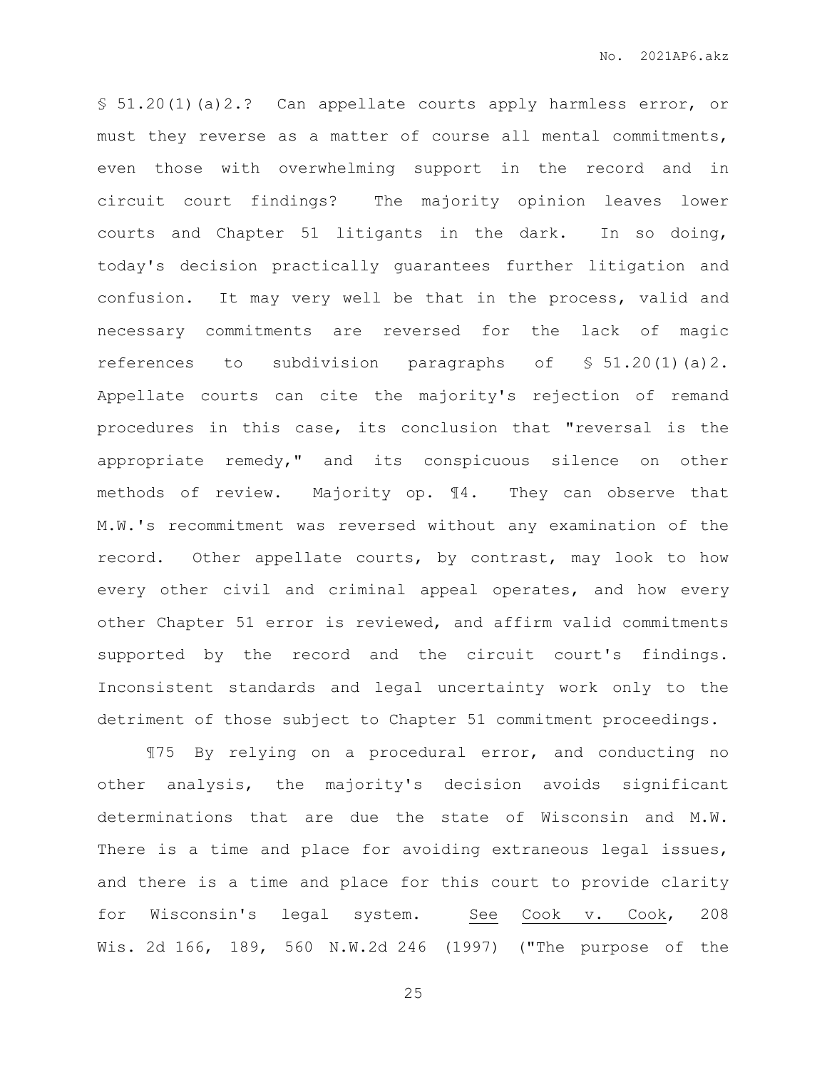§ 51.20(1)(a)2.? Can appellate courts apply harmless error, or must they reverse as a matter of course all mental commitments, even those with overwhelming support in the record and in circuit court findings? The majority opinion leaves lower courts and Chapter 51 litigants in the dark. In so doing, today's decision practically guarantees further litigation and confusion. It may very well be that in the process, valid and necessary commitments are reversed for the lack of magic references to subdivision paragraphs of § 51.20(1)(a)2. Appellate courts can cite the majority's rejection of remand procedures in this case, its conclusion that "reversal is the appropriate remedy," and its conspicuous silence on other methods of review. Majority op. ¶4. They can observe that M.W.'s recommitment was reversed without any examination of the record. Other appellate courts, by contrast, may look to how every other civil and criminal appeal operates, and how every other Chapter 51 error is reviewed, and affirm valid commitments supported by the record and the circuit court's findings. Inconsistent standards and legal uncertainty work only to the detriment of those subject to Chapter 51 commitment proceedings.

¶75 By relying on a procedural error, and conducting no other analysis, the majority's decision avoids significant determinations that are due the state of Wisconsin and M.W. There is a time and place for avoiding extraneous legal issues, and there is a time and place for this court to provide clarity for Wisconsin's legal system. See Cook v. Cook, 208 Wis. 2d 166, 189, 560 N.W.2d 246 (1997) ("The purpose of the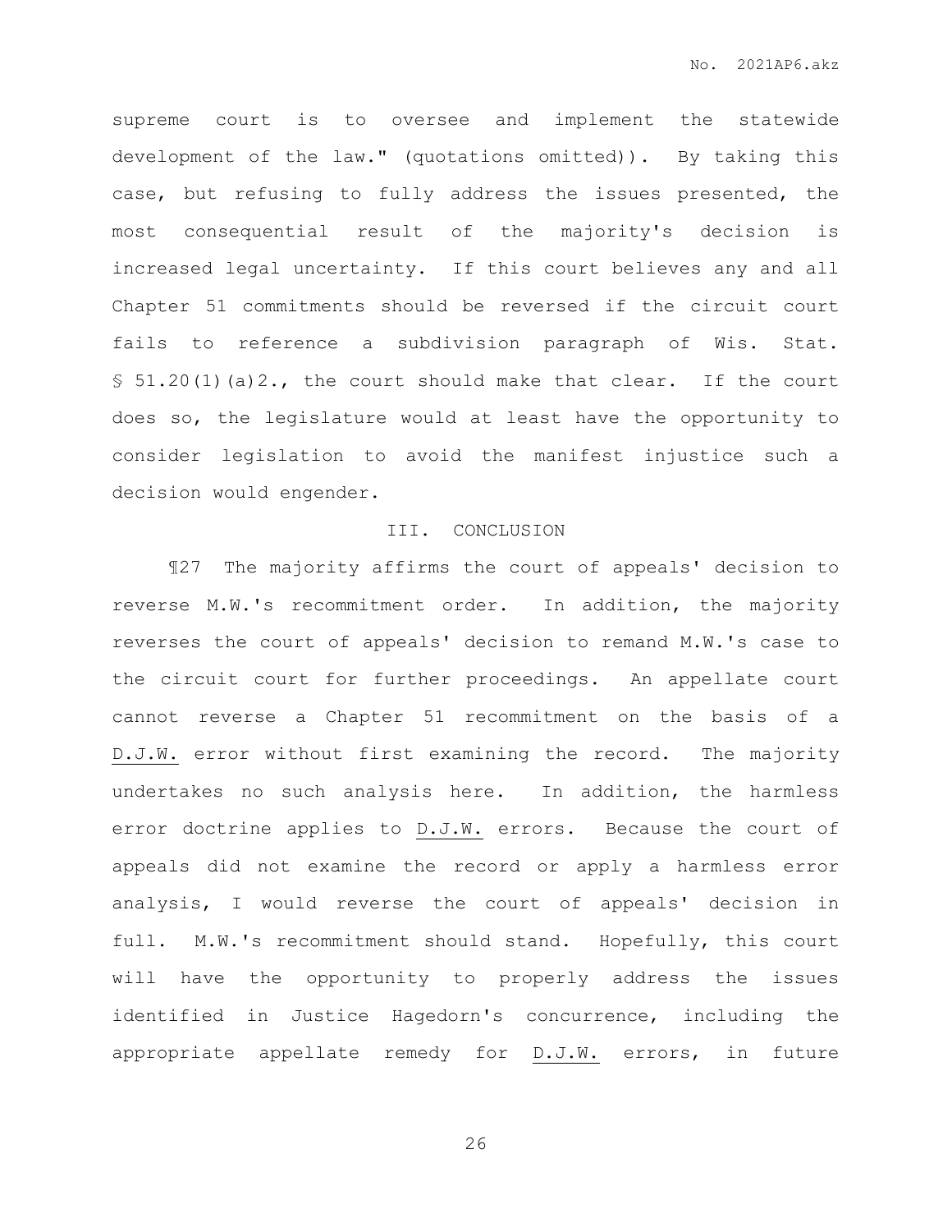supreme court is to oversee and implement the statewide development of the law." (quotations omitted)). By taking this case, but refusing to fully address the issues presented, the most consequential result of the majority's decision is increased legal uncertainty. If this court believes any and all Chapter 51 commitments should be reversed if the circuit court fails to reference a subdivision paragraph of Wis. Stat. § 51.20(1)(a)2., the court should make that clear. If the court does so, the legislature would at least have the opportunity to consider legislation to avoid the manifest injustice such a decision would engender.

## III. CONCLUSION

¶27 The majority affirms the court of appeals' decision to reverse M.W.'s recommitment order. In addition, the majority reverses the court of appeals' decision to remand M.W.'s case to the circuit court for further proceedings. An appellate court cannot reverse a Chapter 51 recommitment on the basis of a D.J.W. error without first examining the record. The majority undertakes no such analysis here. In addition, the harmless error doctrine applies to D.J.W. errors. Because the court of appeals did not examine the record or apply a harmless error analysis, I would reverse the court of appeals' decision in full. M.W.'s recommitment should stand. Hopefully, this court will have the opportunity to properly address the issues identified in Justice Hagedorn's concurrence, including the appropriate appellate remedy for D.J.W. errors, in future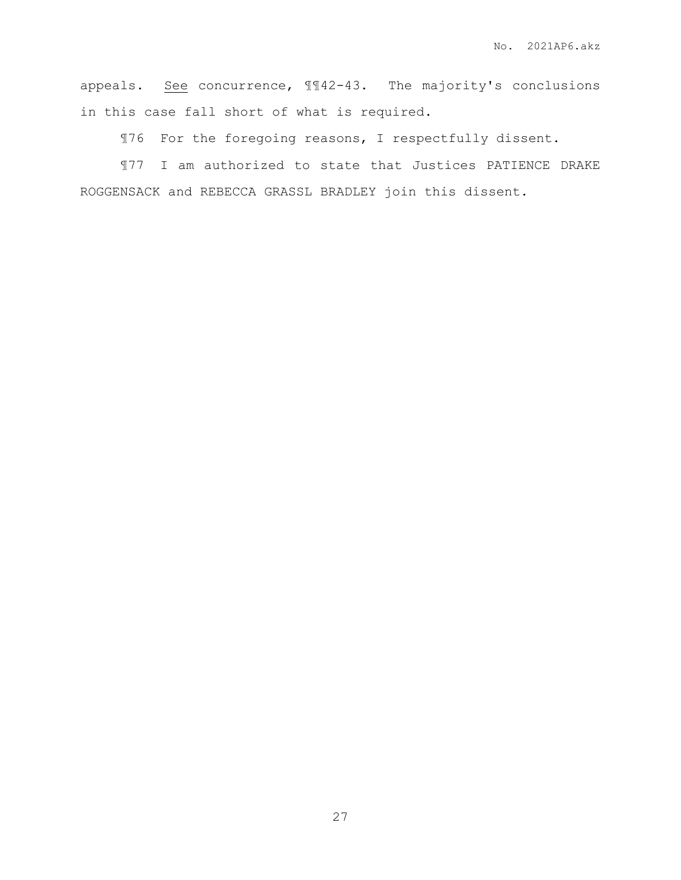appeals. _See_ concurrence, ¶¶42-43. The majority's conclusions in this case fall short of what is required.

¶76 For the foregoing reasons, I respectfully dissent.

¶77 I am authorized to state that Justices PATIENCE DRAKE ROGGENSACK and REBECCA GRASSL BRADLEY join this dissent.